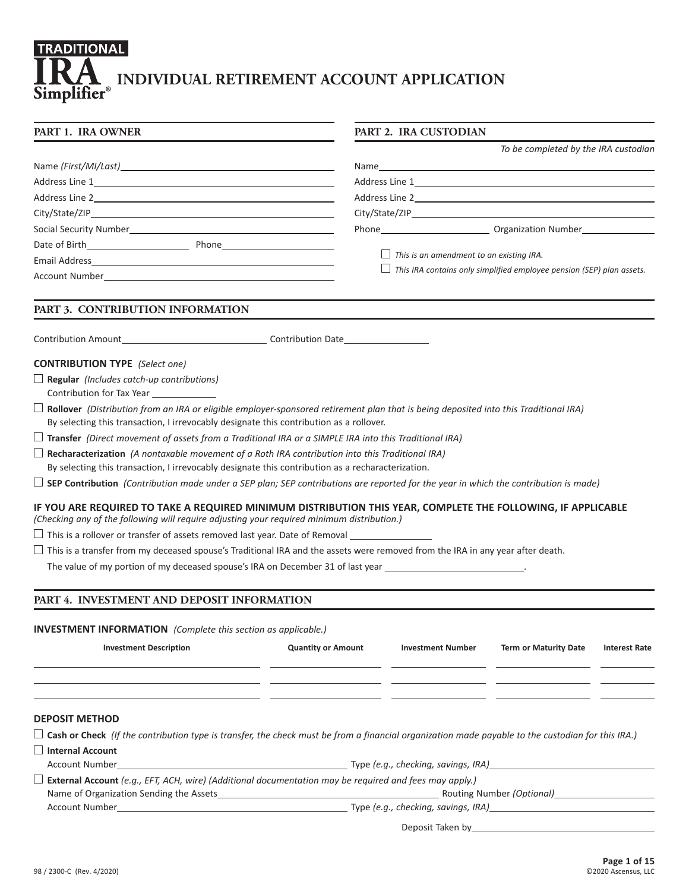# TRADITIONAL IRA Simplifier® INDIVIDUAL RETIREMENT ACCOUNT APPLICATION

## PART 1. IRA OWNER

Name *(First/MI/Last)*\_\_\_\_\_\_\_\_\_\_\_\_\_\_\_\_\_\_\_\_

Address Line 1\_\_\_\_\_\_\_\_\_\_\_\_\_\_\_\_\_\_\_\_

Address Line 2\_\_\_\_\_\_\_\_\_\_\_\_\_\_\_\_\_\_\_\_

City/State/ZIP\_\_\_\_\_\_\_\_\_\_\_\_\_\_\_\_\_\_\_\_

Social Security Number\_\_\_\_\_\_\_\_\_\_\_\_\_\_\_\_\_\_\_\_

Date of Birth\_\_\_\_\_\_\_\_\_\_ Phone\_\_\_\_\_\_\_\_\_\_

Email Address\_\_\_\_\_\_\_\_\_\_\_\_\_\_\_\_\_\_\_\_

Account Number\_\_\_\_\_\_\_\_\_\_\_\_\_\_\_\_\_\_\_\_

## PART 2. IRA CUSTODIAN

*To be completed by the IRA custodian*

Name\_\_\_\_\_\_\_\_\_\_\_\_\_\_\_\_\_\_\_\_

Address Line 1\_\_\_\_\_\_\_\_\_\_\_\_\_\_\_\_\_\_\_\_

Address Line 2\_\_\_\_\_\_\_\_\_\_\_\_\_\_\_\_\_\_\_\_

City/State/ZIP\_\_\_\_\_\_\_\_\_\_\_\_\_\_\_\_\_\_\_\_

Phone\_\_\_\_\_\_\_\_\_\_ Organization Number\_\_\_\_\_\_\_\_\_\_

☐ *This is an amendment to an existing IRA.*

☐ *This IRA contains only simplified employee pension (SEP) plan assets.*

## PART 3. CONTRIBUTION INFORMATION

Contribution Amount\_\_\_\_\_\_\_\_\_\_\_\_\_\_\_\_\_\_\_\_ Contribution Date\_\_\_\_\_\_\_\_\_\_

**CONTRIBUTION TYPE** *(Select one)*

☐ **Regular** *(Includes catch-up contributions)*
Contribution for Tax Year \_\_\_\_\_\_\_\_\_\_

☐ **Rollover** *(Distribution from an IRA or eligible employer-sponsored retirement plan that is being deposited into this Traditional IRA)*
By selecting this transaction, I irrevocably designate this contribution as a rollover.

☐ **Transfer** *(Direct movement of assets from a Traditional IRA or a SIMPLE IRA into this Traditional IRA)*

☐ **Recharacterization** *(A nontaxable movement of a Roth IRA contribution into this Traditional IRA)*
By selecting this transaction, I irrevocably designate this contribution as a recharacterization.

☐ **SEP Contribution** *(Contribution made under a SEP plan; SEP contributions are reported for the year in which the contribution is made)*

**IF YOU ARE REQUIRED TO TAKE A REQUIRED MINIMUM DISTRIBUTION THIS YEAR, COMPLETE THE FOLLOWING, IF APPLICABLE**
*(Checking any of the following will require adjusting your required minimum distribution.)*

☐ This is a rollover or transfer of assets removed last year. Date of Removal \_\_\_\_\_\_\_\_\_\_

☐ This is a transfer from my deceased spouse's Traditional IRA and the assets were removed from the IRA in any year after death.
The value of my portion of my deceased spouse's IRA on December 31 of last year \_\_\_\_\_\_\_\_\_\_\_\_\_\_\_\_\_\_\_\_.

## PART 4. INVESTMENT AND DEPOSIT INFORMATION

**INVESTMENT INFORMATION** *(Complete this section as applicable.)*

| Investment Description | Quantity or Amount | Investment Number | Term or Maturity Date | Interest Rate |
|---|---|---|---|---|
| | | | | |
| | | | | |
| | | | | |

**DEPOSIT METHOD**

☐ **Cash or Check** *(If the contribution type is transfer, the check must be from a financial organization made payable to the custodian for this IRA.)*

☐ **Internal Account**
Account Number\_\_\_\_\_\_\_\_\_\_\_\_\_\_\_\_\_\_\_\_ Type *(e.g., checking, savings, IRA)*\_\_\_\_\_\_\_\_\_\_\_\_\_\_\_\_\_\_\_\_

☐ **External Account** *(e.g., EFT, ACH, wire) (Additional documentation may be required and fees may apply.)*
Name of Organization Sending the Assets\_\_\_\_\_\_\_\_\_\_\_\_\_\_\_\_\_\_\_\_ Routing Number *(Optional)*\_\_\_\_\_\_\_\_\_\_
Account Number\_\_\_\_\_\_\_\_\_\_\_\_\_\_\_\_\_\_\_\_ Type *(e.g., checking, savings, IRA)*\_\_\_\_\_\_\_\_\_\_\_\_\_\_\_\_\_\_\_\_

Deposit Taken by\_\_\_\_\_\_\_\_\_\_\_\_\_\_\_\_\_\_\_\_

98 / 2300-C (Rev. 4/2020) ©2020 Ascensus, LLC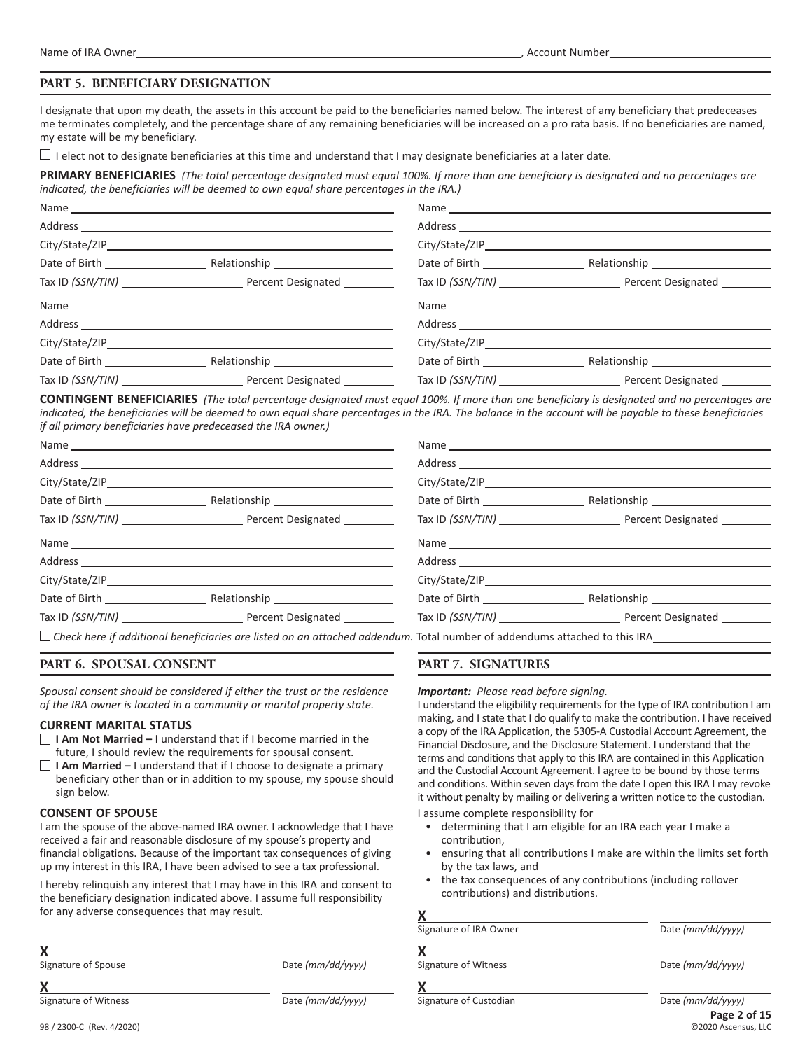Name of IRA Owner\_\_\_\_\_\_\_\_\_\_\_\_\_\_\_\_\_\_\_\_, Account Number\_\_\_\_\_\_\_\_\_\_\_\_\_\_\_\_\_\_\_\_

## PART 5. BENEFICIARY DESIGNATION

I designate that upon my death, the assets in this account be paid to the beneficiaries named below. The interest of any beneficiary that predeceases me terminates completely, and the percentage share of any remaining beneficiaries will be increased on a pro rata basis. If no beneficiaries are named, my estate will be my beneficiary.

☐ I elect not to designate beneficiaries at this time and understand that I may designate beneficiaries at a later date.

**PRIMARY BENEFICIARIES** *(The total percentage designated must equal 100%. If more than one beneficiary is designated and no percentages are indicated, the beneficiaries will be deemed to own equal share percentages in the IRA.)*

Name \_\_\_\_\_\_\_\_\_\_\_\_\_\_\_\_\_\_\_\_
Address \_\_\_\_\_\_\_\_\_\_\_\_\_\_\_\_\_\_\_\_
City/State/ZIP \_\_\_\_\_\_\_\_\_\_\_\_\_\_\_\_\_\_\_\_
Date of Birth \_\_\_\_\_\_\_\_\_\_ Relationship \_\_\_\_\_\_\_\_\_\_
Tax ID *(SSN/TIN)* \_\_\_\_\_\_\_\_\_\_ Percent Designated \_\_\_\_\_\_\_\_\_\_

Name \_\_\_\_\_\_\_\_\_\_\_\_\_\_\_\_\_\_\_\_
Address \_\_\_\_\_\_\_\_\_\_\_\_\_\_\_\_\_\_\_\_
City/State/ZIP \_\_\_\_\_\_\_\_\_\_\_\_\_\_\_\_\_\_\_\_
Date of Birth \_\_\_\_\_\_\_\_\_\_ Relationship \_\_\_\_\_\_\_\_\_\_
Tax ID *(SSN/TIN)* \_\_\_\_\_\_\_\_\_\_ Percent Designated \_\_\_\_\_\_\_\_\_\_

Name \_\_\_\_\_\_\_\_\_\_\_\_\_\_\_\_\_\_\_\_
Address \_\_\_\_\_\_\_\_\_\_\_\_\_\_\_\_\_\_\_\_
City/State/ZIP \_\_\_\_\_\_\_\_\_\_\_\_\_\_\_\_\_\_\_\_
Date of Birth \_\_\_\_\_\_\_\_\_\_ Relationship \_\_\_\_\_\_\_\_\_\_
Tax ID *(SSN/TIN)* \_\_\_\_\_\_\_\_\_\_ Percent Designated \_\_\_\_\_\_\_\_\_\_

Name \_\_\_\_\_\_\_\_\_\_\_\_\_\_\_\_\_\_\_\_
Address \_\_\_\_\_\_\_\_\_\_\_\_\_\_\_\_\_\_\_\_
City/State/ZIP \_\_\_\_\_\_\_\_\_\_\_\_\_\_\_\_\_\_\_\_
Date of Birth \_\_\_\_\_\_\_\_\_\_ Relationship \_\_\_\_\_\_\_\_\_\_
Tax ID *(SSN/TIN)* \_\_\_\_\_\_\_\_\_\_ Percent Designated \_\_\_\_\_\_\_\_\_\_

**CONTINGENT BENEFICIARIES** *(The total percentage designated must equal 100%. If more than one beneficiary is designated and no percentages are indicated, the beneficiaries will be deemed to own equal share percentages in the IRA. The balance in the account will be payable to these beneficiaries if all primary beneficiaries have predeceased the IRA owner.)*

Name \_\_\_\_\_\_\_\_\_\_\_\_\_\_\_\_\_\_\_\_
Address \_\_\_\_\_\_\_\_\_\_\_\_\_\_\_\_\_\_\_\_
City/State/ZIP \_\_\_\_\_\_\_\_\_\_\_\_\_\_\_\_\_\_\_\_
Date of Birth \_\_\_\_\_\_\_\_\_\_ Relationship \_\_\_\_\_\_\_\_\_\_
Tax ID *(SSN/TIN)* \_\_\_\_\_\_\_\_\_\_ Percent Designated \_\_\_\_\_\_\_\_\_\_

Name \_\_\_\_\_\_\_\_\_\_\_\_\_\_\_\_\_\_\_\_
Address \_\_\_\_\_\_\_\_\_\_\_\_\_\_\_\_\_\_\_\_
City/State/ZIP \_\_\_\_\_\_\_\_\_\_\_\_\_\_\_\_\_\_\_\_
Date of Birth \_\_\_\_\_\_\_\_\_\_ Relationship \_\_\_\_\_\_\_\_\_\_
Tax ID *(SSN/TIN)* \_\_\_\_\_\_\_\_\_\_ Percent Designated \_\_\_\_\_\_\_\_\_\_

Name \_\_\_\_\_\_\_\_\_\_\_\_\_\_\_\_\_\_\_\_
Address \_\_\_\_\_\_\_\_\_\_\_\_\_\_\_\_\_\_\_\_
City/State/ZIP \_\_\_\_\_\_\_\_\_\_\_\_\_\_\_\_\_\_\_\_
Date of Birth \_\_\_\_\_\_\_\_\_\_ Relationship \_\_\_\_\_\_\_\_\_\_
Tax ID *(SSN/TIN)* \_\_\_\_\_\_\_\_\_\_ Percent Designated \_\_\_\_\_\_\_\_\_\_

Name \_\_\_\_\_\_\_\_\_\_\_\_\_\_\_\_\_\_\_\_
Address \_\_\_\_\_\_\_\_\_\_\_\_\_\_\_\_\_\_\_\_
City/State/ZIP \_\_\_\_\_\_\_\_\_\_\_\_\_\_\_\_\_\_\_\_
Date of Birth \_\_\_\_\_\_\_\_\_\_ Relationship \_\_\_\_\_\_\_\_\_\_
Tax ID *(SSN/TIN)* \_\_\_\_\_\_\_\_\_\_ Percent Designated \_\_\_\_\_\_\_\_\_\_

☐ *Check here if additional beneficiaries are listed on an attached addendum.* Total number of addendums attached to this IRA \_\_\_\_\_\_\_\_\_\_

## PART 6. SPOUSAL CONSENT

*Spousal consent should be considered if either the trust or the residence of the IRA owner is located in a community or marital property state.*

### CURRENT MARITAL STATUS

☐ **I Am Not Married –** I understand that if I become married in the future, I should review the requirements for spousal consent.

☐ **I Am Married –** I understand that if I choose to designate a primary beneficiary other than or in addition to my spouse, my spouse should sign below.

### CONSENT OF SPOUSE

I am the spouse of the above-named IRA owner. I acknowledge that I have received a fair and reasonable disclosure of my spouse's property and financial obligations. Because of the important tax consequences of giving up my interest in this IRA, I have been advised to see a tax professional.

I hereby relinquish any interest that I may have in this IRA and consent to the beneficiary designation indicated above. I assume full responsibility for any adverse consequences that may result.

**X** \_\_\_\_\_\_\_\_\_\_\_\_\_\_\_\_\_\_\_\_ \_\_\_\_\_\_\_\_\_\_
Signature of Spouse — Date *(mm/dd/yyyy)*

**X** \_\_\_\_\_\_\_\_\_\_\_\_\_\_\_\_\_\_\_\_ \_\_\_\_\_\_\_\_\_\_
Signature of Witness — Date *(mm/dd/yyyy)*

## PART 7. SIGNATURES

***Important:** Please read before signing.*

I understand the eligibility requirements for the type of IRA contribution I am making, and I state that I do qualify to make the contribution. I have received a copy of the IRA Application, the 5305-A Custodial Account Agreement, the Financial Disclosure, and the Disclosure Statement. I understand that the terms and conditions that apply to this IRA are contained in this Application and the Custodial Account Agreement. I agree to be bound by those terms and conditions. Within seven days from the date I open this IRA I may revoke it without penalty by mailing or delivering a written notice to the custodian.

I assume complete responsibility for

- determining that I am eligible for an IRA each year I make a contribution,
- ensuring that all contributions I make are within the limits set forth by the tax laws, and
- the tax consequences of any contributions (including rollover contributions) and distributions.

**X** \_\_\_\_\_\_\_\_\_\_\_\_\_\_\_\_\_\_\_\_ \_\_\_\_\_\_\_\_\_\_
Signature of IRA Owner — Date *(mm/dd/yyyy)*

**X** \_\_\_\_\_\_\_\_\_\_\_\_\_\_\_\_\_\_\_\_ \_\_\_\_\_\_\_\_\_\_
Signature of Witness — Date *(mm/dd/yyyy)*

**X** \_\_\_\_\_\_\_\_\_\_\_\_\_\_\_\_\_\_\_\_ \_\_\_\_\_\_\_\_\_\_
Signature of Custodian — Date *(mm/dd/yyyy)*

98 / 2300-C (Rev. 4/2020) ©2020 Ascensus, LLC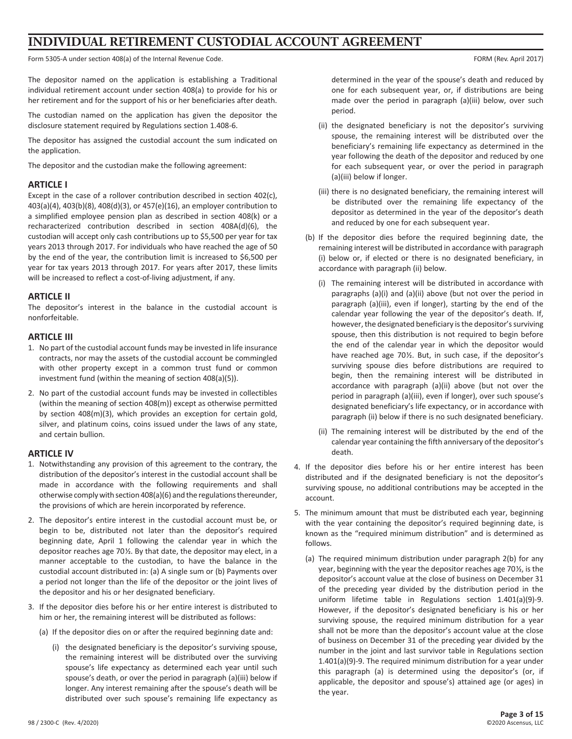# INDIVIDUAL RETIREMENT CUSTODIAL ACCOUNT AGREEMENT

Form 5305-A under section 408(a) of the Internal Revenue Code. FORM (Rev. April 2017)

The depositor named on the application is establishing a Traditional individual retirement account under section 408(a) to provide for his or her retirement and for the support of his or her beneficiaries after death.

The custodian named on the application has given the depositor the disclosure statement required by Regulations section 1.408-6.

The depositor has assigned the custodial account the sum indicated on the application.

The depositor and the custodian make the following agreement:

## ARTICLE I

Except in the case of a rollover contribution described in section 402(c), 403(a)(4), 403(b)(8), 408(d)(3), or 457(e)(16), an employer contribution to a simplified employee pension plan as described in section 408(k) or a recharacterized contribution described in section 408A(d)(6), the custodian will accept only cash contributions up to $5,500 per year for tax years 2013 through 2017. For individuals who have reached the age of 50 by the end of the year, the contribution limit is increased to $6,500 per year for tax years 2013 through 2017. For years after 2017, these limits will be increased to reflect a cost-of-living adjustment, if any.

## ARTICLE II

The depositor's interest in the balance in the custodial account is nonforfeitable.

## ARTICLE III

1. No part of the custodial account funds may be invested in life insurance contracts, nor may the assets of the custodial account be commingled with other property except in a common trust fund or common investment fund (within the meaning of section 408(a)(5)).
2. No part of the custodial account funds may be invested in collectibles (within the meaning of section 408(m)) except as otherwise permitted by section 408(m)(3), which provides an exception for certain gold, silver, and platinum coins, coins issued under the laws of any state, and certain bullion.

## ARTICLE IV

1. Notwithstanding any provision of this agreement to the contrary, the distribution of the depositor's interest in the custodial account shall be made in accordance with the following requirements and shall otherwise comply with section 408(a)(6) and the regulations thereunder, the provisions of which are herein incorporated by reference.
2. The depositor's entire interest in the custodial account must be, or begin to be, distributed not later than the depositor's required beginning date, April 1 following the calendar year in which the depositor reaches age 70½. By that date, the depositor may elect, in a manner acceptable to the custodian, to have the balance in the custodial account distributed in: (a) A single sum or (b) Payments over a period not longer than the life of the depositor or the joint lives of the depositor and his or her designated beneficiary.
3. If the depositor dies before his or her entire interest is distributed to him or her, the remaining interest will be distributed as follows:
   - (a) If the depositor dies on or after the required beginning date and:
     - (i) the designated beneficiary is the depositor's surviving spouse, the remaining interest will be distributed over the surviving spouse's life expectancy as determined each year until such spouse's death, or over the period in paragraph (a)(iii) below if longer. Any interest remaining after the spouse's death will be distributed over such spouse's remaining life expectancy as determined in the year of the spouse's death and reduced by one for each subsequent year, or, if distributions are being made over the period in paragraph (a)(iii) below, over such period.
     - (ii) the designated beneficiary is not the depositor's surviving spouse, the remaining interest will be distributed over the beneficiary's remaining life expectancy as determined in the year following the death of the depositor and reduced by one for each subsequent year, or over the period in paragraph (a)(iii) below if longer.
     - (iii) there is no designated beneficiary, the remaining interest will be distributed over the remaining life expectancy of the depositor as determined in the year of the depositor's death and reduced by one for each subsequent year.
   - (b) If the depositor dies before the required beginning date, the remaining interest will be distributed in accordance with paragraph (i) below or, if elected or there is no designated beneficiary, in accordance with paragraph (ii) below.
     - (i) The remaining interest will be distributed in accordance with paragraphs (a)(i) and (a)(ii) above (but not over the period in paragraph (a)(iii), even if longer), starting by the end of the calendar year following the year of the depositor's death. If, however, the designated beneficiary is the depositor's surviving spouse, then this distribution is not required to begin before the end of the calendar year in which the depositor would have reached age 70½. But, in such case, if the depositor's surviving spouse dies before distributions are required to begin, then the remaining interest will be distributed in accordance with paragraph (a)(ii) above (but not over the period in paragraph (a)(iii), even if longer), over such spouse's designated beneficiary's life expectancy, or in accordance with paragraph (ii) below if there is no such designated beneficiary.
     - (ii) The remaining interest will be distributed by the end of the calendar year containing the fifth anniversary of the depositor's death.
4. If the depositor dies before his or her entire interest has been distributed and if the designated beneficiary is not the depositor's surviving spouse, no additional contributions may be accepted in the account.
5. The minimum amount that must be distributed each year, beginning with the year containing the depositor's required beginning date, is known as the "required minimum distribution" and is determined as follows.
   - (a) The required minimum distribution under paragraph 2(b) for any year, beginning with the year the depositor reaches age 70½, is the depositor's account value at the close of business on December 31 of the preceding year divided by the distribution period in the uniform lifetime table in Regulations section 1.401(a)(9)-9. However, if the depositor's designated beneficiary is his or her surviving spouse, the required minimum distribution for a year shall not be more than the depositor's account value at the close of business on December 31 of the preceding year divided by the number in the joint and last survivor table in Regulations section 1.401(a)(9)-9. The required minimum distribution for a year under this paragraph (a) is determined using the depositor's (or, if applicable, the depositor and spouse's) attained age (or ages) in the year.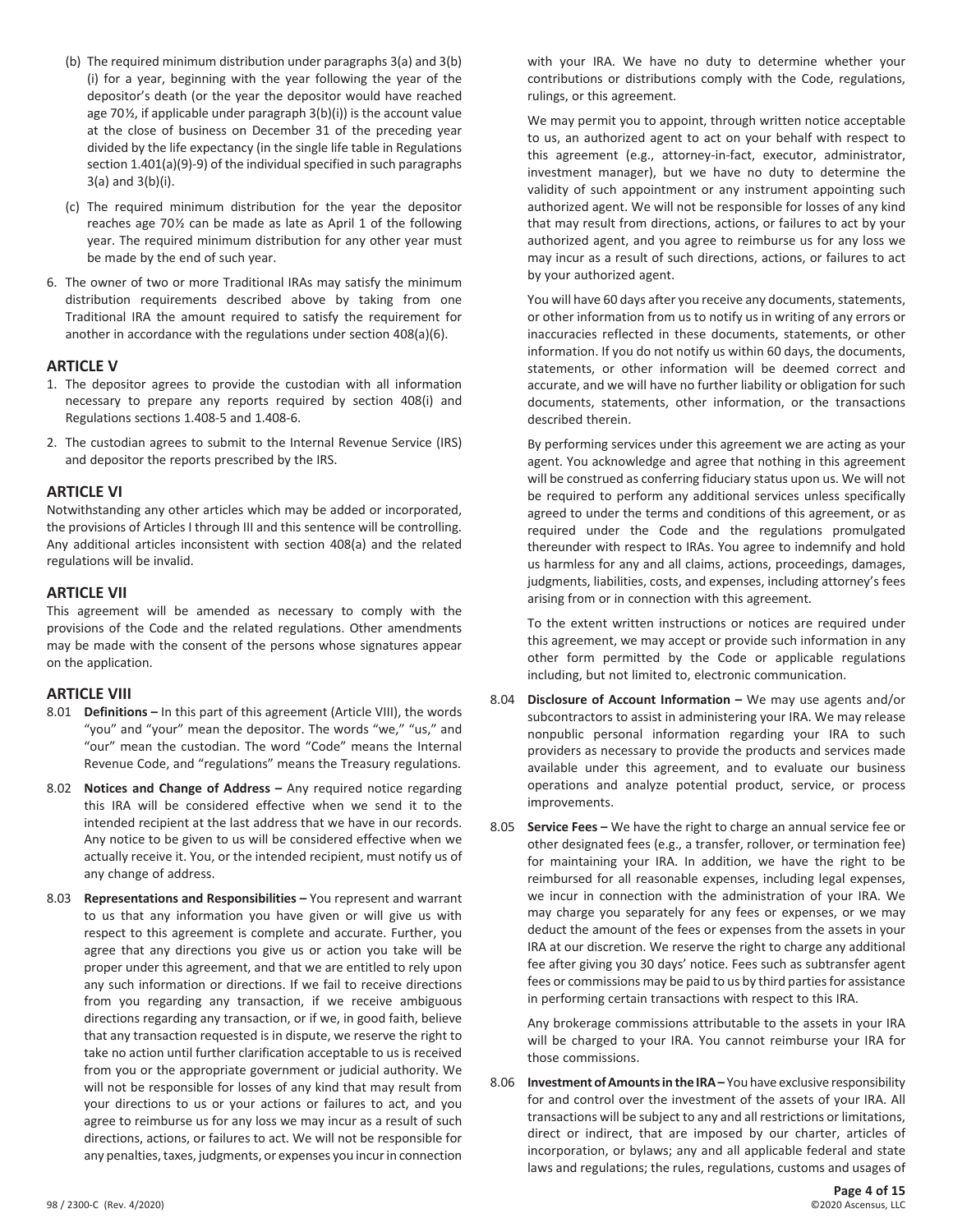(b) The required minimum distribution under paragraphs 3(a) and 3(b)(i) for a year, beginning with the year following the year of the depositor's death (or the year the depositor would have reached age 70½, if applicable under paragraph 3(b)(i)) is the account value at the close of business on December 31 of the preceding year divided by the life expectancy (in the single life table in Regulations section 1.401(a)(9)-9) of the individual specified in such paragraphs 3(a) and 3(b)(i).

(c) The required minimum distribution for the year the depositor reaches age 70½ can be made as late as April 1 of the following year. The required minimum distribution for any other year must be made by the end of such year.

6. The owner of two or more Traditional IRAs may satisfy the minimum distribution requirements described above by taking from one Traditional IRA the amount required to satisfy the requirement for another in accordance with the regulations under section 408(a)(6).

## ARTICLE V

1. The depositor agrees to provide the custodian with all information necessary to prepare any reports required by section 408(i) and Regulations sections 1.408-5 and 1.408-6.
2. The custodian agrees to submit to the Internal Revenue Service (IRS) and depositor the reports prescribed by the IRS.

## ARTICLE VI

Notwithstanding any other articles which may be added or incorporated, the provisions of Articles I through III and this sentence will be controlling. Any additional articles inconsistent with section 408(a) and the related regulations will be invalid.

## ARTICLE VII

This agreement will be amended as necessary to comply with the provisions of the Code and the related regulations. Other amendments may be made with the consent of the persons whose signatures appear on the application.

## ARTICLE VIII

8.01 **Definitions –** In this part of this agreement (Article VIII), the words "you" and "your" mean the depositor. The words "we," "us," and "our" mean the custodian. The word "Code" means the Internal Revenue Code, and "regulations" means the Treasury regulations.

8.02 **Notices and Change of Address –** Any required notice regarding this IRA will be considered effective when we send it to the intended recipient at the last address that we have in our records. Any notice to be given to us will be considered effective when we actually receive it. You, or the intended recipient, must notify us of any change of address.

8.03 **Representations and Responsibilities –** You represent and warrant to us that any information you have given or will give us with respect to this agreement is complete and accurate. Further, you agree that any directions you give us or action you take will be proper under this agreement, and that we are entitled to rely upon any such information or directions. If we fail to receive directions from you regarding any transaction, if we receive ambiguous directions regarding any transaction, or if we, in good faith, believe that any transaction requested is in dispute, we reserve the right to take no action until further clarification acceptable to us is received from you or the appropriate government or judicial authority. We will not be responsible for losses of any kind that may result from your directions to us or your actions or failures to act, and you agree to reimburse us for any loss we may incur as a result of such directions, actions, or failures to act. We will not be responsible for any penalties, taxes, judgments, or expenses you incur in connection with your IRA. We have no duty to determine whether your contributions or distributions comply with the Code, regulations, rulings, or this agreement.

We may permit you to appoint, through written notice acceptable to us, an authorized agent to act on your behalf with respect to this agreement (e.g., attorney-in-fact, executor, administrator, investment manager), but we have no duty to determine the validity of such appointment or any instrument appointing such authorized agent. We will not be responsible for losses of any kind that may result from directions, actions, or failures to act by your authorized agent, and you agree to reimburse us for any loss we may incur as a result of such directions, actions, or failures to act by your authorized agent.

You will have 60 days after you receive any documents, statements, or other information from us to notify us in writing of any errors or inaccuracies reflected in these documents, statements, or other information. If you do not notify us within 60 days, the documents, statements, or other information will be deemed correct and accurate, and we will have no further liability or obligation for such documents, statements, other information, or the transactions described therein.

By performing services under this agreement we are acting as your agent. You acknowledge and agree that nothing in this agreement will be construed as conferring fiduciary status upon us. We will not be required to perform any additional services unless specifically agreed to under the terms and conditions of this agreement, or as required under the Code and the regulations promulgated thereunder with respect to IRAs. You agree to indemnify and hold us harmless for any and all claims, actions, proceedings, damages, judgments, liabilities, costs, and expenses, including attorney's fees arising from or in connection with this agreement.

To the extent written instructions or notices are required under this agreement, we may accept or provide such information in any other form permitted by the Code or applicable regulations including, but not limited to, electronic communication.

8.04 **Disclosure of Account Information –** We may use agents and/or subcontractors to assist in administering your IRA. We may release nonpublic personal information regarding your IRA to such providers as necessary to provide the products and services made available under this agreement, and to evaluate our business operations and analyze potential product, service, or process improvements.

8.05 **Service Fees –** We have the right to charge an annual service fee or other designated fees (e.g., a transfer, rollover, or termination fee) for maintaining your IRA. In addition, we have the right to be reimbursed for all reasonable expenses, including legal expenses, we incur in connection with the administration of your IRA. We may charge you separately for any fees or expenses, or we may deduct the amount of the fees or expenses from the assets in your IRA at our discretion. We reserve the right to charge any additional fee after giving you 30 days' notice. Fees such as subtransfer agent fees or commissions may be paid to us by third parties for assistance in performing certain transactions with respect to this IRA.

Any brokerage commissions attributable to the assets in your IRA will be charged to your IRA. You cannot reimburse your IRA for those commissions.

8.06 **Investment of Amounts in the IRA –** You have exclusive responsibility for and control over the investment of the assets of your IRA. All transactions will be subject to any and all restrictions or limitations, direct or indirect, that are imposed by our charter, articles of incorporation, or bylaws; any and all applicable federal and state laws and regulations; the rules, regulations, customs and usages of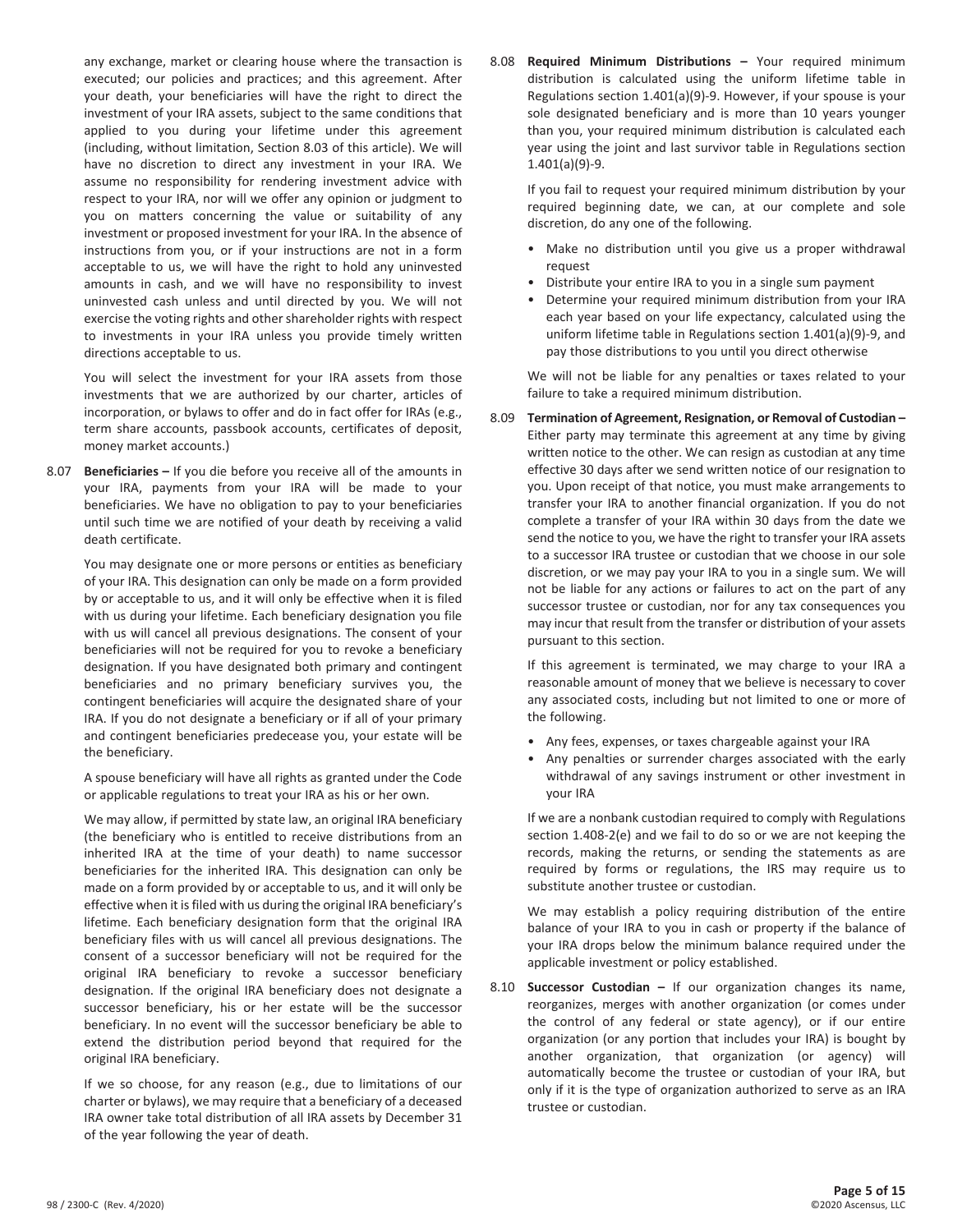any exchange, market or clearing house where the transaction is executed; our policies and practices; and this agreement. After your death, your beneficiaries will have the right to direct the investment of your IRA assets, subject to the same conditions that applied to you during your lifetime under this agreement (including, without limitation, Section 8.03 of this article). We will have no discretion to direct any investment in your IRA. We assume no responsibility for rendering investment advice with respect to your IRA, nor will we offer any opinion or judgment to you on matters concerning the value or suitability of any investment or proposed investment for your IRA. In the absence of instructions from you, or if your instructions are not in a form acceptable to us, we will have the right to hold any uninvested amounts in cash, and we will have no responsibility to invest uninvested cash unless and until directed by you. We will not exercise the voting rights and other shareholder rights with respect to investments in your IRA unless you provide timely written directions acceptable to us.

You will select the investment for your IRA assets from those investments that we are authorized by our charter, articles of incorporation, or bylaws to offer and do in fact offer for IRAs (e.g., term share accounts, passbook accounts, certificates of deposit, money market accounts.)

8.07 **Beneficiaries –** If you die before you receive all of the amounts in your IRA, payments from your IRA will be made to your beneficiaries. We have no obligation to pay to your beneficiaries until such time we are notified of your death by receiving a valid death certificate.

You may designate one or more persons or entities as beneficiary of your IRA. This designation can only be made on a form provided by or acceptable to us, and it will only be effective when it is filed with us during your lifetime. Each beneficiary designation you file with us will cancel all previous designations. The consent of your beneficiaries will not be required for you to revoke a beneficiary designation. If you have designated both primary and contingent beneficiaries and no primary beneficiary survives you, the contingent beneficiaries will acquire the designated share of your IRA. If you do not designate a beneficiary or if all of your primary and contingent beneficiaries predecease you, your estate will be the beneficiary.

A spouse beneficiary will have all rights as granted under the Code or applicable regulations to treat your IRA as his or her own.

We may allow, if permitted by state law, an original IRA beneficiary (the beneficiary who is entitled to receive distributions from an inherited IRA at the time of your death) to name successor beneficiaries for the inherited IRA. This designation can only be made on a form provided by or acceptable to us, and it will only be effective when it is filed with us during the original IRA beneficiary's lifetime. Each beneficiary designation form that the original IRA beneficiary files with us will cancel all previous designations. The consent of a successor beneficiary will not be required for the original IRA beneficiary to revoke a successor beneficiary designation. If the original IRA beneficiary does not designate a successor beneficiary, his or her estate will be the successor beneficiary. In no event will the successor beneficiary be able to extend the distribution period beyond that required for the original IRA beneficiary.

If we so choose, for any reason (e.g., due to limitations of our charter or bylaws), we may require that a beneficiary of a deceased IRA owner take total distribution of all IRA assets by December 31 of the year following the year of death.

8.08 **Required Minimum Distributions –** Your required minimum distribution is calculated using the uniform lifetime table in Regulations section 1.401(a)(9)-9. However, if your spouse is your sole designated beneficiary and is more than 10 years younger than you, your required minimum distribution is calculated each year using the joint and last survivor table in Regulations section 1.401(a)(9)-9.

If you fail to request your required minimum distribution by your required beginning date, we can, at our complete and sole discretion, do any one of the following.

- Make no distribution until you give us a proper withdrawal request
- Distribute your entire IRA to you in a single sum payment
- Determine your required minimum distribution from your IRA each year based on your life expectancy, calculated using the uniform lifetime table in Regulations section 1.401(a)(9)-9, and pay those distributions to you until you direct otherwise

We will not be liable for any penalties or taxes related to your failure to take a required minimum distribution.

8.09 **Termination of Agreement, Resignation, or Removal of Custodian –** Either party may terminate this agreement at any time by giving written notice to the other. We can resign as custodian at any time effective 30 days after we send written notice of our resignation to you. Upon receipt of that notice, you must make arrangements to transfer your IRA to another financial organization. If you do not complete a transfer of your IRA within 30 days from the date we send the notice to you, we have the right to transfer your IRA assets to a successor IRA trustee or custodian that we choose in our sole discretion, or we may pay your IRA to you in a single sum. We will not be liable for any actions or failures to act on the part of any successor trustee or custodian, nor for any tax consequences you may incur that result from the transfer or distribution of your assets pursuant to this section.

If this agreement is terminated, we may charge to your IRA a reasonable amount of money that we believe is necessary to cover any associated costs, including but not limited to one or more of the following.

- Any fees, expenses, or taxes chargeable against your IRA
- Any penalties or surrender charges associated with the early withdrawal of any savings instrument or other investment in your IRA

If we are a nonbank custodian required to comply with Regulations section 1.408-2(e) and we fail to do so or we are not keeping the records, making the returns, or sending the statements as are required by forms or regulations, the IRS may require us to substitute another trustee or custodian.

We may establish a policy requiring distribution of the entire balance of your IRA to you in cash or property if the balance of your IRA drops below the minimum balance required under the applicable investment or policy established.

8.10 **Successor Custodian –** If our organization changes its name, reorganizes, merges with another organization (or comes under the control of any federal or state agency), or if our entire organization (or any portion that includes your IRA) is bought by another organization, that organization (or agency) will automatically become the trustee or custodian of your IRA, but only if it is the type of organization authorized to serve as an IRA trustee or custodian.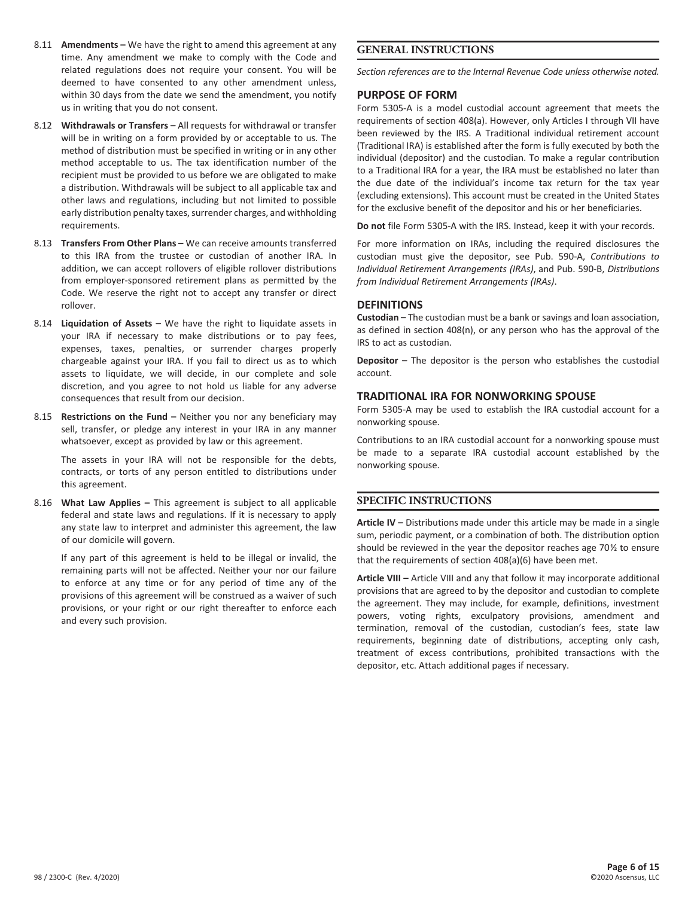8.11 **Amendments –** We have the right to amend this agreement at any time. Any amendment we make to comply with the Code and related regulations does not require your consent. You will be deemed to have consented to any other amendment unless, within 30 days from the date we send the amendment, you notify us in writing that you do not consent.

8.12 **Withdrawals or Transfers –** All requests for withdrawal or transfer will be in writing on a form provided by or acceptable to us. The method of distribution must be specified in writing or in any other method acceptable to us. The tax identification number of the recipient must be provided to us before we are obligated to make a distribution. Withdrawals will be subject to all applicable tax and other laws and regulations, including but not limited to possible early distribution penalty taxes, surrender charges, and withholding requirements.

8.13 **Transfers From Other Plans –** We can receive amounts transferred to this IRA from the trustee or custodian of another IRA. In addition, we can accept rollovers of eligible rollover distributions from employer-sponsored retirement plans as permitted by the Code. We reserve the right not to accept any transfer or direct rollover.

8.14 **Liquidation of Assets –** We have the right to liquidate assets in your IRA if necessary to make distributions or to pay fees, expenses, taxes, penalties, or surrender charges properly chargeable against your IRA. If you fail to direct us as to which assets to liquidate, we will decide, in our complete and sole discretion, and you agree to not hold us liable for any adverse consequences that result from our decision.

8.15 **Restrictions on the Fund –** Neither you nor any beneficiary may sell, transfer, or pledge any interest in your IRA in any manner whatsoever, except as provided by law or this agreement.

The assets in your IRA will not be responsible for the debts, contracts, or torts of any person entitled to distributions under this agreement.

8.16 **What Law Applies –** This agreement is subject to all applicable federal and state laws and regulations. If it is necessary to apply any state law to interpret and administer this agreement, the law of our domicile will govern.

If any part of this agreement is held to be illegal or invalid, the remaining parts will not be affected. Neither your nor our failure to enforce at any time or for any period of time any of the provisions of this agreement will be construed as a waiver of such provisions, or your right or our right thereafter to enforce each and every such provision.

## GENERAL INSTRUCTIONS

*Section references are to the Internal Revenue Code unless otherwise noted.*

### PURPOSE OF FORM

Form 5305-A is a model custodial account agreement that meets the requirements of section 408(a). However, only Articles I through VII have been reviewed by the IRS. A Traditional individual retirement account (Traditional IRA) is established after the form is fully executed by both the individual (depositor) and the custodian. To make a regular contribution to a Traditional IRA for a year, the IRA must be established no later than the due date of the individual's income tax return for the tax year (excluding extensions). This account must be created in the United States for the exclusive benefit of the depositor and his or her beneficiaries.

**Do not** file Form 5305-A with the IRS. Instead, keep it with your records.

For more information on IRAs, including the required disclosures the custodian must give the depositor, see Pub. 590-A, *Contributions to Individual Retirement Arrangements (IRAs)*, and Pub. 590-B, *Distributions from Individual Retirement Arrangements (IRAs)*.

### DEFINITIONS

**Custodian –** The custodian must be a bank or savings and loan association, as defined in section 408(n), or any person who has the approval of the IRS to act as custodian.

**Depositor –** The depositor is the person who establishes the custodial account.

### TRADITIONAL IRA FOR NONWORKING SPOUSE

Form 5305-A may be used to establish the IRA custodial account for a nonworking spouse.

Contributions to an IRA custodial account for a nonworking spouse must be made to a separate IRA custodial account established by the nonworking spouse.

## SPECIFIC INSTRUCTIONS

**Article IV –** Distributions made under this article may be made in a single sum, periodic payment, or a combination of both. The distribution option should be reviewed in the year the depositor reaches age 70½ to ensure that the requirements of section 408(a)(6) have been met.

**Article VIII –** Article VIII and any that follow it may incorporate additional provisions that are agreed to by the depositor and custodian to complete the agreement. They may include, for example, definitions, investment powers, voting rights, exculpatory provisions, amendment and termination, removal of the custodian, custodian's fees, state law requirements, beginning date of distributions, accepting only cash, treatment of excess contributions, prohibited transactions with the depositor, etc. Attach additional pages if necessary.

98 / 2300-C (Rev. 4/2020)

©2020 Ascensus, LLC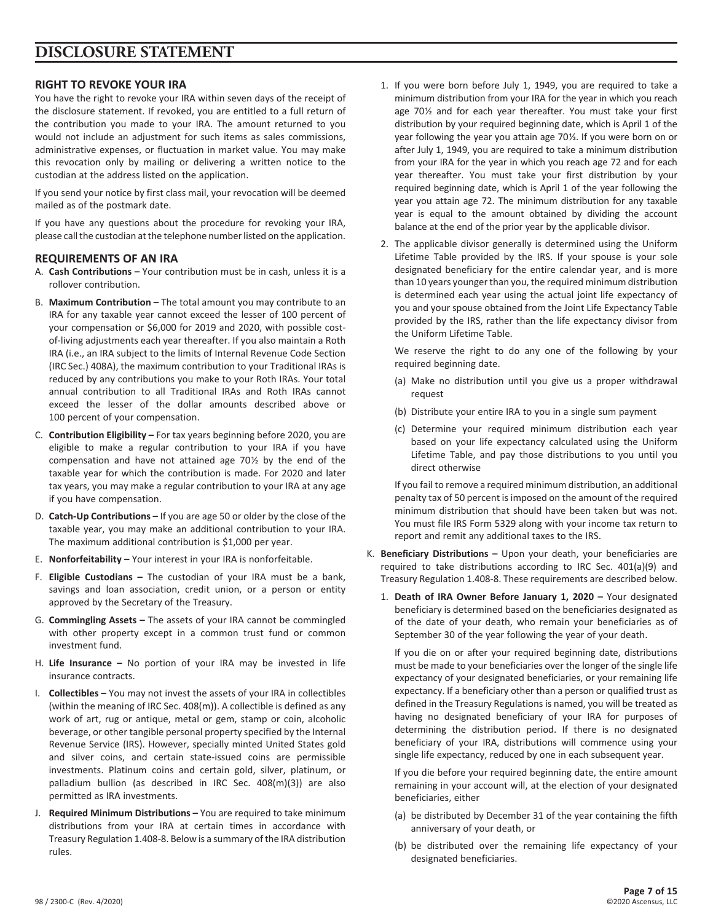# DISCLOSURE STATEMENT

## RIGHT TO REVOKE YOUR IRA

You have the right to revoke your IRA within seven days of the receipt of the disclosure statement. If revoked, you are entitled to a full return of the contribution you made to your IRA. The amount returned to you would not include an adjustment for such items as sales commissions, administrative expenses, or fluctuation in market value. You may make this revocation only by mailing or delivering a written notice to the custodian at the address listed on the application.

If you send your notice by first class mail, your revocation will be deemed mailed as of the postmark date.

If you have any questions about the procedure for revoking your IRA, please call the custodian at the telephone number listed on the application.

## REQUIREMENTS OF AN IRA

A. **Cash Contributions –** Your contribution must be in cash, unless it is a rollover contribution.

B. **Maximum Contribution –** The total amount you may contribute to an IRA for any taxable year cannot exceed the lesser of 100 percent of your compensation or $6,000 for 2019 and 2020, with possible cost-of-living adjustments each year thereafter. If you also maintain a Roth IRA (i.e., an IRA subject to the limits of Internal Revenue Code Section (IRC Sec.) 408A), the maximum contribution to your Traditional IRAs is reduced by any contributions you make to your Roth IRAs. Your total annual contribution to all Traditional IRAs and Roth IRAs cannot exceed the lesser of the dollar amounts described above or 100 percent of your compensation.

C. **Contribution Eligibility –** For tax years beginning before 2020, you are eligible to make a regular contribution to your IRA if you have compensation and have not attained age 70½ by the end of the taxable year for which the contribution is made. For 2020 and later tax years, you may make a regular contribution to your IRA at any age if you have compensation.

D. **Catch-Up Contributions –** If you are age 50 or older by the close of the taxable year, you may make an additional contribution to your IRA. The maximum additional contribution is $1,000 per year.

E. **Nonforfeitability –** Your interest in your IRA is nonforfeitable.

F. **Eligible Custodians –** The custodian of your IRA must be a bank, savings and loan association, credit union, or a person or entity approved by the Secretary of the Treasury.

G. **Commingling Assets –** The assets of your IRA cannot be commingled with other property except in a common trust fund or common investment fund.

H. **Life Insurance –** No portion of your IRA may be invested in life insurance contracts.

I. **Collectibles –** You may not invest the assets of your IRA in collectibles (within the meaning of IRC Sec. 408(m)). A collectible is defined as any work of art, rug or antique, metal or gem, stamp or coin, alcoholic beverage, or other tangible personal property specified by the Internal Revenue Service (IRS). However, specially minted United States gold and silver coins, and certain state-issued coins are permissible investments. Platinum coins and certain gold, silver, platinum, or palladium bullion (as described in IRC Sec. 408(m)(3)) are also permitted as IRA investments.

J. **Required Minimum Distributions –** You are required to take minimum distributions from your IRA at certain times in accordance with Treasury Regulation 1.408-8. Below is a summary of the IRA distribution rules.

   1. If you were born before July 1, 1949, you are required to take a minimum distribution from your IRA for the year in which you reach age 70½ and for each year thereafter. You must take your first distribution by your required beginning date, which is April 1 of the year following the year you attain age 70½. If you were born on or after July 1, 1949, you are required to take a minimum distribution from your IRA for the year in which you reach age 72 and for each year thereafter. You must take your first distribution by your required beginning date, which is April 1 of the year following the year you attain age 72. The minimum distribution for any taxable year is equal to the amount obtained by dividing the account balance at the end of the prior year by the applicable divisor.

   2. The applicable divisor generally is determined using the Uniform Lifetime Table provided by the IRS. If your spouse is your sole designated beneficiary for the entire calendar year, and is more than 10 years younger than you, the required minimum distribution is determined each year using the actual joint life expectancy of you and your spouse obtained from the Joint Life Expectancy Table provided by the IRS, rather than the life expectancy divisor from the Uniform Lifetime Table.

      We reserve the right to do any one of the following by your required beginning date.

      (a) Make no distribution until you give us a proper withdrawal request

      (b) Distribute your entire IRA to you in a single sum payment

      (c) Determine your required minimum distribution each year based on your life expectancy calculated using the Uniform Lifetime Table, and pay those distributions to you until you direct otherwise

      If you fail to remove a required minimum distribution, an additional penalty tax of 50 percent is imposed on the amount of the required minimum distribution that should have been taken but was not. You must file IRS Form 5329 along with your income tax return to report and remit any additional taxes to the IRS.

K. **Beneficiary Distributions –** Upon your death, your beneficiaries are required to take distributions according to IRC Sec. 401(a)(9) and Treasury Regulation 1.408-8. These requirements are described below.

   1. **Death of IRA Owner Before January 1, 2020 –** Your designated beneficiary is determined based on the beneficiaries designated as of the date of your death, who remain your beneficiaries as of September 30 of the year following the year of your death.

      If you die on or after your required beginning date, distributions must be made to your beneficiaries over the longer of the single life expectancy of your designated beneficiaries, or your remaining life expectancy. If a beneficiary other than a person or qualified trust as defined in the Treasury Regulations is named, you will be treated as having no designated beneficiary of your IRA for purposes of determining the distribution period. If there is no designated beneficiary of your IRA, distributions will commence using your single life expectancy, reduced by one in each subsequent year.

      If you die before your required beginning date, the entire amount remaining in your account will, at the election of your designated beneficiaries, either

      (a) be distributed by December 31 of the year containing the fifth anniversary of your death, or

      (b) be distributed over the remaining life expectancy of your designated beneficiaries.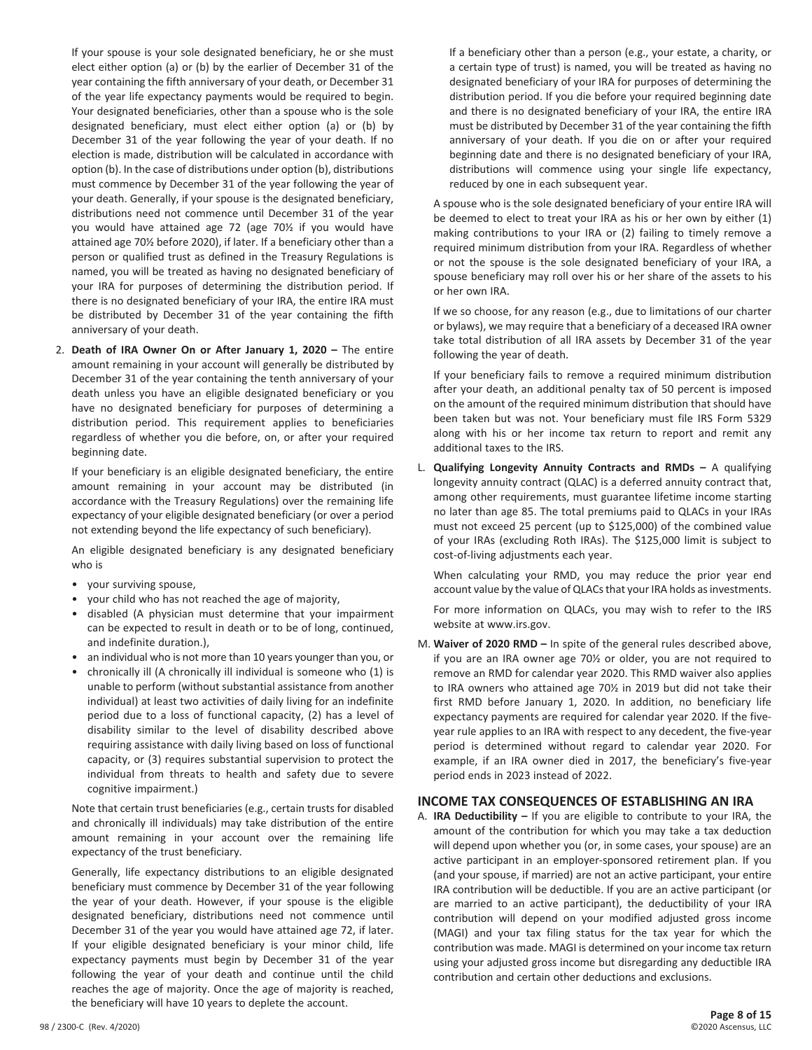If your spouse is your sole designated beneficiary, he or she must elect either option (a) or (b) by the earlier of December 31 of the year containing the fifth anniversary of your death, or December 31 of the year life expectancy payments would be required to begin. Your designated beneficiaries, other than a spouse who is the sole designated beneficiary, must elect either option (a) or (b) by December 31 of the year following the year of your death. If no election is made, distribution will be calculated in accordance with option (b). In the case of distributions under option (b), distributions must commence by December 31 of the year following the year of your death. Generally, if your spouse is the designated beneficiary, distributions need not commence until December 31 of the year you would have attained age 72 (age 70½ if you would have attained age 70½ before 2020), if later. If a beneficiary other than a person or qualified trust as defined in the Treasury Regulations is named, you will be treated as having no designated beneficiary of your IRA for purposes of determining the distribution period. If there is no designated beneficiary of your IRA, the entire IRA must be distributed by December 31 of the year containing the fifth anniversary of your death.

2. **Death of IRA Owner On or After January 1, 2020 –** The entire amount remaining in your account will generally be distributed by December 31 of the year containing the tenth anniversary of your death unless you have an eligible designated beneficiary or you have no designated beneficiary for purposes of determining a distribution period. This requirement applies to beneficiaries regardless of whether you die before, on, or after your required beginning date.

   If your beneficiary is an eligible designated beneficiary, the entire amount remaining in your account may be distributed (in accordance with the Treasury Regulations) over the remaining life expectancy of your eligible designated beneficiary (or over a period not extending beyond the life expectancy of such beneficiary).

   An eligible designated beneficiary is any designated beneficiary who is

   - your surviving spouse,
   - your child who has not reached the age of majority,
   - disabled (A physician must determine that your impairment can be expected to result in death or to be of long, continued, and indefinite duration.),
   - an individual who is not more than 10 years younger than you, or
   - chronically ill (A chronically ill individual is someone who (1) is unable to perform (without substantial assistance from another individual) at least two activities of daily living for an indefinite period due to a loss of functional capacity, (2) has a level of disability similar to the level of disability described above requiring assistance with daily living based on loss of functional capacity, or (3) requires substantial supervision to protect the individual from threats to health and safety due to severe cognitive impairment.)

   Note that certain trust beneficiaries (e.g., certain trusts for disabled and chronically ill individuals) may take distribution of the entire amount remaining in your account over the remaining life expectancy of the trust beneficiary.

   Generally, life expectancy distributions to an eligible designated beneficiary must commence by December 31 of the year following the year of your death. However, if your spouse is the eligible designated beneficiary, distributions need not commence until December 31 of the year you would have attained age 72, if later. If your eligible designated beneficiary is your minor child, life expectancy payments must begin by December 31 of the year following the year of your death and continue until the child reaches the age of majority. Once the age of majority is reached, the beneficiary will have 10 years to deplete the account.

   If a beneficiary other than a person (e.g., your estate, a charity, or a certain type of trust) is named, you will be treated as having no designated beneficiary of your IRA for purposes of determining the distribution period. If you die before your required beginning date and there is no designated beneficiary of your IRA, the entire IRA must be distributed by December 31 of the year containing the fifth anniversary of your death. If you die on or after your required beginning date and there is no designated beneficiary of your IRA, distributions will commence using your single life expectancy, reduced by one in each subsequent year.

A spouse who is the sole designated beneficiary of your entire IRA will be deemed to elect to treat your IRA as his or her own by either (1) making contributions to your IRA or (2) failing to timely remove a required minimum distribution from your IRA. Regardless of whether or not the spouse is the sole designated beneficiary of your IRA, a spouse beneficiary may roll over his or her share of the assets to his or her own IRA.

If we so choose, for any reason (e.g., due to limitations of our charter or bylaws), we may require that a beneficiary of a deceased IRA owner take total distribution of all IRA assets by December 31 of the year following the year of death.

If your beneficiary fails to remove a required minimum distribution after your death, an additional penalty tax of 50 percent is imposed on the amount of the required minimum distribution that should have been taken but was not. Your beneficiary must file IRS Form 5329 along with his or her income tax return to report and remit any additional taxes to the IRS.

L. **Qualifying Longevity Annuity Contracts and RMDs –** A qualifying longevity annuity contract (QLAC) is a deferred annuity contract that, among other requirements, must guarantee lifetime income starting no later than age 85. The total premiums paid to QLACs in your IRAs must not exceed 25 percent (up to $125,000) of the combined value of your IRAs (excluding Roth IRAs). The $125,000 limit is subject to cost-of-living adjustments each year.

   When calculating your RMD, you may reduce the prior year end account value by the value of QLACs that your IRA holds as investments.

   For more information on QLACs, you may wish to refer to the IRS website at www.irs.gov.

M. **Waiver of 2020 RMD –** In spite of the general rules described above, if you are an IRA owner age 70½ or older, you are not required to remove an RMD for calendar year 2020. This RMD waiver also applies to IRA owners who attained age 70½ in 2019 but did not take their first RMD before January 1, 2020. In addition, no beneficiary life expectancy payments are required for calendar year 2020. If the five-year rule applies to an IRA with respect to any decedent, the five-year period is determined without regard to calendar year 2020. For example, if an IRA owner died in 2017, the beneficiary's five-year period ends in 2023 instead of 2022.

## INCOME TAX CONSEQUENCES OF ESTABLISHING AN IRA

A. **IRA Deductibility –** If you are eligible to contribute to your IRA, the amount of the contribution for which you may take a tax deduction will depend upon whether you (or, in some cases, your spouse) are an active participant in an employer-sponsored retirement plan. If you (and your spouse, if married) are not an active participant, your entire IRA contribution will be deductible. If you are an active participant (or are married to an active participant), the deductibility of your IRA contribution will depend on your modified adjusted gross income (MAGI) and your tax filing status for the tax year for which the contribution was made. MAGI is determined on your income tax return using your adjusted gross income but disregarding any deductible IRA contribution and certain other deductions and exclusions.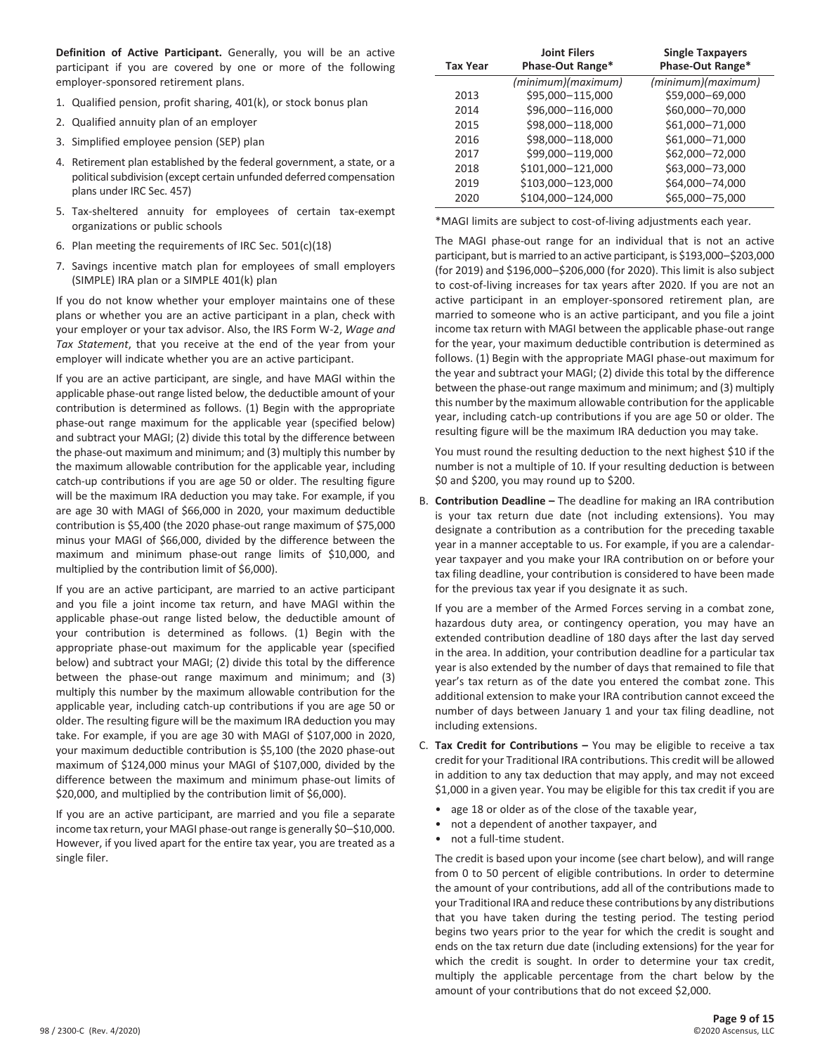**Definition of Active Participant.** Generally, you will be an active participant if you are covered by one or more of the following employer-sponsored retirement plans.

1. Qualified pension, profit sharing, 401(k), or stock bonus plan
2. Qualified annuity plan of an employer
3. Simplified employee pension (SEP) plan
4. Retirement plan established by the federal government, a state, or a political subdivision (except certain unfunded deferred compensation plans under IRC Sec. 457)
5. Tax-sheltered annuity for employees of certain tax-exempt organizations or public schools
6. Plan meeting the requirements of IRC Sec. 501(c)(18)
7. Savings incentive match plan for employees of small employers (SIMPLE) IRA plan or a SIMPLE 401(k) plan

If you do not know whether your employer maintains one of these plans or whether you are an active participant in a plan, check with your employer or your tax advisor. Also, the IRS Form W-2, *Wage and Tax Statement*, that you receive at the end of the year from your employer will indicate whether you are an active participant.

If you are an active participant, are single, and have MAGI within the applicable phase-out range listed below, the deductible amount of your contribution is determined as follows. (1) Begin with the appropriate phase-out range maximum for the applicable year (specified below) and subtract your MAGI; (2) divide this total by the difference between the phase-out maximum and minimum; and (3) multiply this number by the maximum allowable contribution for the applicable year, including catch-up contributions if you are age 50 or older. The resulting figure will be the maximum IRA deduction you may take. For example, if you are age 30 with MAGI of $66,000 in 2020, your maximum deductible contribution is $5,400 (the 2020 phase-out range maximum of $75,000 minus your MAGI of $66,000, divided by the difference between the maximum and minimum phase-out range limits of $10,000, and multiplied by the contribution limit of $6,000).

If you are an active participant, are married to an active participant and you file a joint income tax return, and have MAGI within the applicable phase-out range listed below, the deductible amount of your contribution is determined as follows. (1) Begin with the appropriate phase-out maximum for the applicable year (specified below) and subtract your MAGI; (2) divide this total by the difference between the phase-out range maximum and minimum; and (3) multiply this number by the maximum allowable contribution for the applicable year, including catch-up contributions if you are age 50 or older. The resulting figure will be the maximum IRA deduction you may take. For example, if you are age 30 with MAGI of $107,000 in 2020, your maximum deductible contribution is $5,100 (the 2020 phase-out maximum of $124,000 minus your MAGI of $107,000, divided by the difference between the maximum and minimum phase-out limits of $20,000, and multiplied by the contribution limit of $6,000).

If you are an active participant, are married and you file a separate income tax return, your MAGI phase-out range is generally $0–$10,000. However, if you lived apart for the entire tax year, you are treated as a single filer.

| Tax Year | Joint Filers Phase-Out Range* | Single Taxpayers Phase-Out Range* |
|---|---|---|
| | *(minimum)(maximum)* | *(minimum)(maximum)* |
| 2013 | $95,000–115,000 | $59,000–69,000 |
| 2014 | $96,000–116,000 | $60,000–70,000 |
| 2015 | $98,000–118,000 | $61,000–71,000 |
| 2016 | $98,000–118,000 | $61,000–71,000 |
| 2017 | $99,000–119,000 | $62,000–72,000 |
| 2018 | $101,000–121,000 | $63,000–73,000 |
| 2019 | $103,000–123,000 | $64,000–74,000 |
| 2020 | $104,000–124,000 | $65,000–75,000 |

*MAGI limits are subject to cost-of-living adjustments each year.

The MAGI phase-out range for an individual that is not an active participant, but is married to an active participant, is $193,000–$203,000 (for 2019) and $196,000–$206,000 (for 2020). This limit is also subject to cost-of-living increases for tax years after 2020. If you are not an active participant in an employer-sponsored retirement plan, are married to someone who is an active participant, and you file a joint income tax return with MAGI between the applicable phase-out range for the year, your maximum deductible contribution is determined as follows. (1) Begin with the appropriate MAGI phase-out maximum for the year and subtract your MAGI; (2) divide this total by the difference between the phase-out range maximum and minimum; and (3) multiply this number by the maximum allowable contribution for the applicable year, including catch-up contributions if you are age 50 or older. The resulting figure will be the maximum IRA deduction you may take.

You must round the resulting deduction to the next highest $10 if the number is not a multiple of 10. If your resulting deduction is between $0 and $200, you may round up to $200.

B. **Contribution Deadline –** The deadline for making an IRA contribution is your tax return due date (not including extensions). You may designate a contribution as a contribution for the preceding taxable year in a manner acceptable to us. For example, if you are a calendar-year taxpayer and you make your IRA contribution on or before your tax filing deadline, your contribution is considered to have been made for the previous tax year if you designate it as such.

   If you are a member of the Armed Forces serving in a combat zone, hazardous duty area, or contingency operation, you may have an extended contribution deadline of 180 days after the last day served in the area. In addition, your contribution deadline for a particular tax year is also extended by the number of days that remained to file that year's tax return as of the date you entered the combat zone. This additional extension to make your IRA contribution cannot exceed the number of days between January 1 and your tax filing deadline, not including extensions.

C. **Tax Credit for Contributions –** You may be eligible to receive a tax credit for your Traditional IRA contributions. This credit will be allowed in addition to any tax deduction that may apply, and may not exceed $1,000 in a given year. You may be eligible for this tax credit if you are

   - age 18 or older as of the close of the taxable year,
   - not a dependent of another taxpayer, and
   - not a full-time student.

   The credit is based upon your income (see chart below), and will range from 0 to 50 percent of eligible contributions. In order to determine the amount of your contributions, add all of the contributions made to your Traditional IRA and reduce these contributions by any distributions that you have taken during the testing period. The testing period begins two years prior to the year for which the credit is sought and ends on the tax return due date (including extensions) for the year for which the credit is sought. In order to determine your tax credit, multiply the applicable percentage from the chart below by the amount of your contributions that do not exceed $2,000.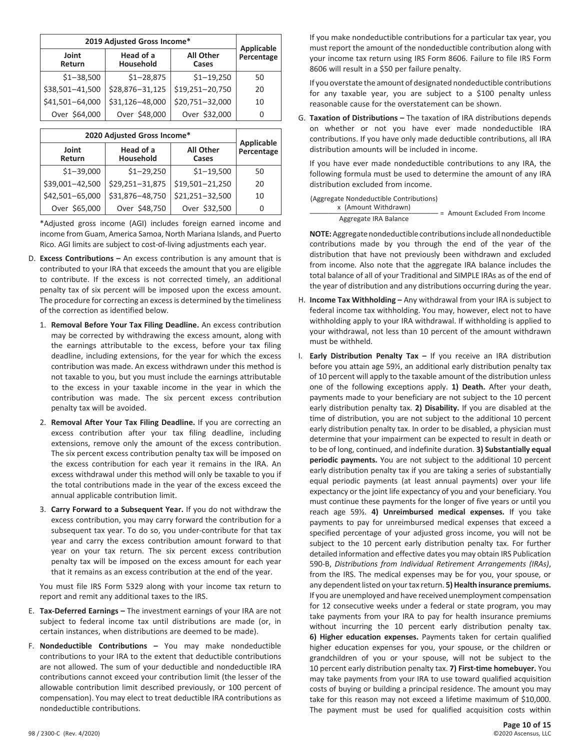| 2019 Adjusted Gross Income* | | | Applicable Percentage |
|---|---|---|---|
| Joint Return | Head of a Household | All Other Cases | |
| $1–38,500 | $1–28,875 | $1–19,250 | 50 |
| $38,501–41,500 | $28,876–31,125 | $19,251–20,750 | 20 |
| $41,501–64,000 | $31,126–48,000 | $20,751–32,000 | 10 |
| Over $64,000 | Over $48,000 | Over $32,000 | 0 |

| 2020 Adjusted Gross Income* | | | Applicable Percentage |
|---|---|---|---|
| Joint Return | Head of a Household | All Other Cases | |
| $1–39,000 | $1–29,250 | $1–19,500 | 50 |
| $39,001–42,500 | $29,251–31,875 | $19,501–21,250 | 20 |
| $42,501–65,000 | $31,876–48,750 | $21,251–32,500 | 10 |
| Over $65,000 | Over $48,750 | Over $32,500 | 0 |

*Adjusted gross income (AGI) includes foreign earned income and income from Guam, America Samoa, North Mariana Islands, and Puerto Rico. AGI limits are subject to cost-of-living adjustments each year.

D. **Excess Contributions –** An excess contribution is any amount that is contributed to your IRA that exceeds the amount that you are eligible to contribute. If the excess is not corrected timely, an additional penalty tax of six percent will be imposed upon the excess amount. The procedure for correcting an excess is determined by the timeliness of the correction as identified below.

1. **Removal Before Your Tax Filing Deadline.** An excess contribution may be corrected by withdrawing the excess amount, along with the earnings attributable to the excess, before your tax filing deadline, including extensions, for the year for which the excess contribution was made. An excess withdrawn under this method is not taxable to you, but you must include the earnings attributable to the excess in your taxable income in the year in which the contribution was made. The six percent excess contribution penalty tax will be avoided.

2. **Removal After Your Tax Filing Deadline.** If you are correcting an excess contribution after your tax filing deadline, including extensions, remove only the amount of the excess contribution. The six percent excess contribution penalty tax will be imposed on the excess contribution for each year it remains in the IRA. An excess withdrawal under this method will only be taxable to you if the total contributions made in the year of the excess exceed the annual applicable contribution limit.

3. **Carry Forward to a Subsequent Year.** If you do not withdraw the excess contribution, you may carry forward the contribution for a subsequent tax year. To do so, you under-contribute for that tax year and carry the excess contribution amount forward to that year on your tax return. The six percent excess contribution penalty tax will be imposed on the excess amount for each year that it remains as an excess contribution at the end of the year.

You must file IRS Form 5329 along with your income tax return to report and remit any additional taxes to the IRS.

E. **Tax-Deferred Earnings –** The investment earnings of your IRA are not subject to federal income tax until distributions are made (or, in certain instances, when distributions are deemed to be made).

F. **Nondeductible Contributions –** You may make nondeductible contributions to your IRA to the extent that deductible contributions are not allowed. The sum of your deductible and nondeductible IRA contributions cannot exceed your contribution limit (the lesser of the allowable contribution limit described previously, or 100 percent of compensation). You may elect to treat deductible IRA contributions as nondeductible contributions.

If you make nondeductible contributions for a particular tax year, you must report the amount of the nondeductible contribution along with your income tax return using IRS Form 8606. Failure to file IRS Form 8606 will result in a $50 per failure penalty.

If you overstate the amount of designated nondeductible contributions for any taxable year, you are subject to a $100 penalty unless reasonable cause for the overstatement can be shown.

G. **Taxation of Distributions –** The taxation of IRA distributions depends on whether or not you have ever made nondeductible IRA contributions. If you have only made deductible contributions, all IRA distribution amounts will be included in income.

If you have ever made nondeductible contributions to any IRA, the following formula must be used to determine the amount of any IRA distribution excluded from income.

$$\frac{\text{(Aggregate Nondeductible Contributions)} \times \text{(Amount Withdrawn)}}{\text{Aggregate IRA Balance}} = \text{Amount Excluded From Income}$$

**NOTE:** Aggregate nondeductible contributions include all nondeductible contributions made by you through the end of the year of the distribution that have not previously been withdrawn and excluded from income. Also note that the aggregate IRA balance includes the total balance of all of your Traditional and SIMPLE IRAs as of the end of the year of distribution and any distributions occurring during the year.

H. **Income Tax Withholding –** Any withdrawal from your IRA is subject to federal income tax withholding. You may, however, elect not to have withholding apply to your IRA withdrawal. If withholding is applied to your withdrawal, not less than 10 percent of the amount withdrawn must be withheld.

I. **Early Distribution Penalty Tax –** If you receive an IRA distribution before you attain age 59½, an additional early distribution penalty tax of 10 percent will apply to the taxable amount of the distribution unless one of the following exceptions apply. **1) Death.** After your death, payments made to your beneficiary are not subject to the 10 percent early distribution penalty tax. **2) Disability.** If you are disabled at the time of distribution, you are not subject to the additional 10 percent early distribution penalty tax. In order to be disabled, a physician must determine that your impairment can be expected to result in death or to be of long, continued, and indefinite duration. **3) Substantially equal periodic payments.** You are not subject to the additional 10 percent early distribution penalty tax if you are taking a series of substantially equal periodic payments (at least annual payments) over your life expectancy or the joint life expectancy of you and your beneficiary. You must continue these payments for the longer of five years or until you reach age 59½. **4) Unreimbursed medical expenses.** If you take payments to pay for unreimbursed medical expenses that exceed a specified percentage of your adjusted gross income, you will not be subject to the 10 percent early distribution penalty tax. For further detailed information and effective dates you may obtain IRS Publication 590-B, *Distributions from Individual Retirement Arrangements (IRAs)*, from the IRS. The medical expenses may be for you, your spouse, or any dependent listed on your tax return. **5) Health insurance premiums.** If you are unemployed and have received unemployment compensation for 12 consecutive weeks under a federal or state program, you may take payments from your IRA to pay for health insurance premiums without incurring the 10 percent early distribution penalty tax. **6) Higher education expenses.** Payments taken for certain qualified higher education expenses for you, your spouse, or the children or grandchildren of you or your spouse, will not be subject to the 10 percent early distribution penalty tax. **7) First-time homebuyer.** You may take payments from your IRA to use toward qualified acquisition costs of buying or building a principal residence. The amount you may take for this reason may not exceed a lifetime maximum of $10,000. The payment must be used for qualified acquisition costs within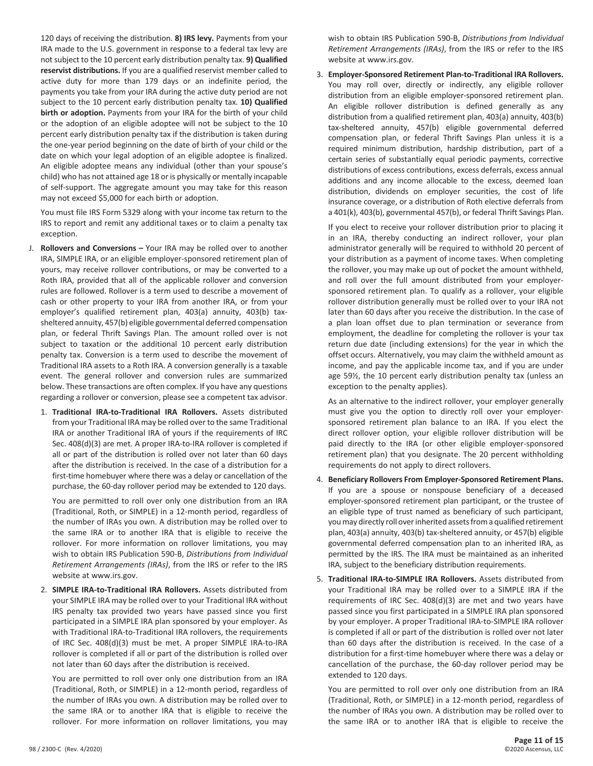120 days of receiving the distribution. **8) IRS levy.** Payments from your IRA made to the U.S. government in response to a federal tax levy are not subject to the 10 percent early distribution penalty tax. **9) Qualified reservist distributions.** If you are a qualified reservist member called to active duty for more than 179 days or an indefinite period, the payments you take from your IRA during the active duty period are not subject to the 10 percent early distribution penalty tax. **10) Qualified birth or adoption.** Payments from your IRA for the birth of your child or the adoption of an eligible adoptee will not be subject to the 10 percent early distribution penalty tax if the distribution is taken during the one-year period beginning on the date of birth of your child or the date on which your legal adoption of an eligible adoptee is finalized. An eligible adoptee means any individual (other than your spouse's child) who has not attained age 18 or is physically or mentally incapable of self-support. The aggregate amount you may take for this reason may not exceed $5,000 for each birth or adoption.

You must file IRS Form 5329 along with your income tax return to the IRS to report and remit any additional taxes or to claim a penalty tax exception.

J. **Rollovers and Conversions –** Your IRA may be rolled over to another IRA, SIMPLE IRA, or an eligible employer-sponsored retirement plan of yours, may receive rollover contributions, or may be converted to a Roth IRA, provided that all of the applicable rollover and conversion rules are followed. Rollover is a term used to describe a movement of cash or other property to your IRA from another IRA, or from your employer's qualified retirement plan, 403(a) annuity, 403(b) tax-sheltered annuity, 457(b) eligible governmental deferred compensation plan, or federal Thrift Savings Plan. The amount rolled over is not subject to taxation or the additional 10 percent early distribution penalty tax. Conversion is a term used to describe the movement of Traditional IRA assets to a Roth IRA. A conversion generally is a taxable event. The general rollover and conversion rules are summarized below. These transactions are often complex. If you have any questions regarding a rollover or conversion, please see a competent tax advisor.

1. **Traditional IRA-to-Traditional IRA Rollovers.** Assets distributed from your Traditional IRA may be rolled over to the same Traditional IRA or another Traditional IRA of yours if the requirements of IRC Sec. 408(d)(3) are met. A proper IRA-to-IRA rollover is completed if all or part of the distribution is rolled over not later than 60 days after the distribution is received. In the case of a distribution for a first-time homebuyer where there was a delay or cancellation of the purchase, the 60-day rollover period may be extended to 120 days.

   You are permitted to roll over only one distribution from an IRA (Traditional, Roth, or SIMPLE) in a 12-month period, regardless of the number of IRAs you own. A distribution may be rolled over to the same IRA or to another IRA that is eligible to receive the rollover. For more information on rollover limitations, you may wish to obtain IRS Publication 590-B, *Distributions from Individual Retirement Arrangements (IRAs)*, from the IRS or refer to the IRS website at www.irs.gov.

2. **SIMPLE IRA-to-Traditional IRA Rollovers.** Assets distributed from your SIMPLE IRA may be rolled over to your Traditional IRA without IRS penalty tax provided two years have passed since you first participated in a SIMPLE IRA plan sponsored by your employer. As with Traditional IRA-to-Traditional IRA rollovers, the requirements of IRC Sec. 408(d)(3) must be met. A proper SIMPLE IRA-to-IRA rollover is completed if all or part of the distribution is rolled over not later than 60 days after the distribution is received.

   You are permitted to roll over only one distribution from an IRA (Traditional, Roth, or SIMPLE) in a 12-month period, regardless of the number of IRAs you own. A distribution may be rolled over to the same IRA or to another IRA that is eligible to receive the rollover. For more information on rollover limitations, you may wish to obtain IRS Publication 590-B, *Distributions from Individual Retirement Arrangements (IRAs)*, from the IRS or refer to the IRS website at www.irs.gov.

3. **Employer-Sponsored Retirement Plan-to-Traditional IRA Rollovers.** You may roll over, directly or indirectly, any eligible rollover distribution from an eligible employer-sponsored retirement plan. An eligible rollover distribution is defined generally as any distribution from a qualified retirement plan, 403(a) annuity, 403(b) tax-sheltered annuity, 457(b) eligible governmental deferred compensation plan, or federal Thrift Savings Plan unless it is a required minimum distribution, hardship distribution, part of a certain series of substantially equal periodic payments, corrective distributions of excess contributions, excess deferrals, excess annual additions and any income allocable to the excess, deemed loan distribution, dividends on employer securities, the cost of life insurance coverage, or a distribution of Roth elective deferrals from a 401(k), 403(b), governmental 457(b), or federal Thrift Savings Plan.

   If you elect to receive your rollover distribution prior to placing it in an IRA, thereby conducting an indirect rollover, your plan administrator generally will be required to withhold 20 percent of your distribution as a payment of income taxes. When completing the rollover, you may make up out of pocket the amount withheld, and roll over the full amount distributed from your employer-sponsored retirement plan. To qualify as a rollover, your eligible rollover distribution generally must be rolled over to your IRA not later than 60 days after you receive the distribution. In the case of a plan loan offset due to plan termination or severance from employment, the deadline for completing the rollover is your tax return due date (including extensions) for the year in which the offset occurs. Alternatively, you may claim the withheld amount as income, and pay the applicable income tax, and if you are under age 59½, the 10 percent early distribution penalty tax (unless an exception to the penalty applies).

   As an alternative to the indirect rollover, your employer generally must give you the option to directly roll over your employer-sponsored retirement plan balance to an IRA. If you elect the direct rollover option, your eligible rollover distribution will be paid directly to the IRA (or other eligible employer-sponsored retirement plan) that you designate. The 20 percent withholding requirements do not apply to direct rollovers.

4. **Beneficiary Rollovers From Employer-Sponsored Retirement Plans.** If you are a spouse or nonspouse beneficiary of a deceased employer-sponsored retirement plan participant, or the trustee of an eligible type of trust named as beneficiary of such participant, you may directly roll over inherited assets from a qualified retirement plan, 403(a) annuity, 403(b) tax-sheltered annuity, or 457(b) eligible governmental deferred compensation plan to an inherited IRA, as permitted by the IRS. The IRA must be maintained as an inherited IRA, subject to the beneficiary distribution requirements.

5. **Traditional IRA-to-SIMPLE IRA Rollovers.** Assets distributed from your Traditional IRA may be rolled over to a SIMPLE IRA if the requirements of IRC Sec. 408(d)(3) are met and two years have passed since you first participated in a SIMPLE IRA plan sponsored by your employer. A proper Traditional IRA-to-SIMPLE IRA rollover is completed if all or part of the distribution is rolled over not later than 60 days after the distribution is received. In the case of a distribution for a first-time homebuyer where there was a delay or cancellation of the purchase, the 60-day rollover period may be extended to 120 days.

   You are permitted to roll over only one distribution from an IRA (Traditional, Roth, or SIMPLE) in a 12-month period, regardless of the number of IRAs you own. A distribution may be rolled over to the same IRA or to another IRA that is eligible to receive the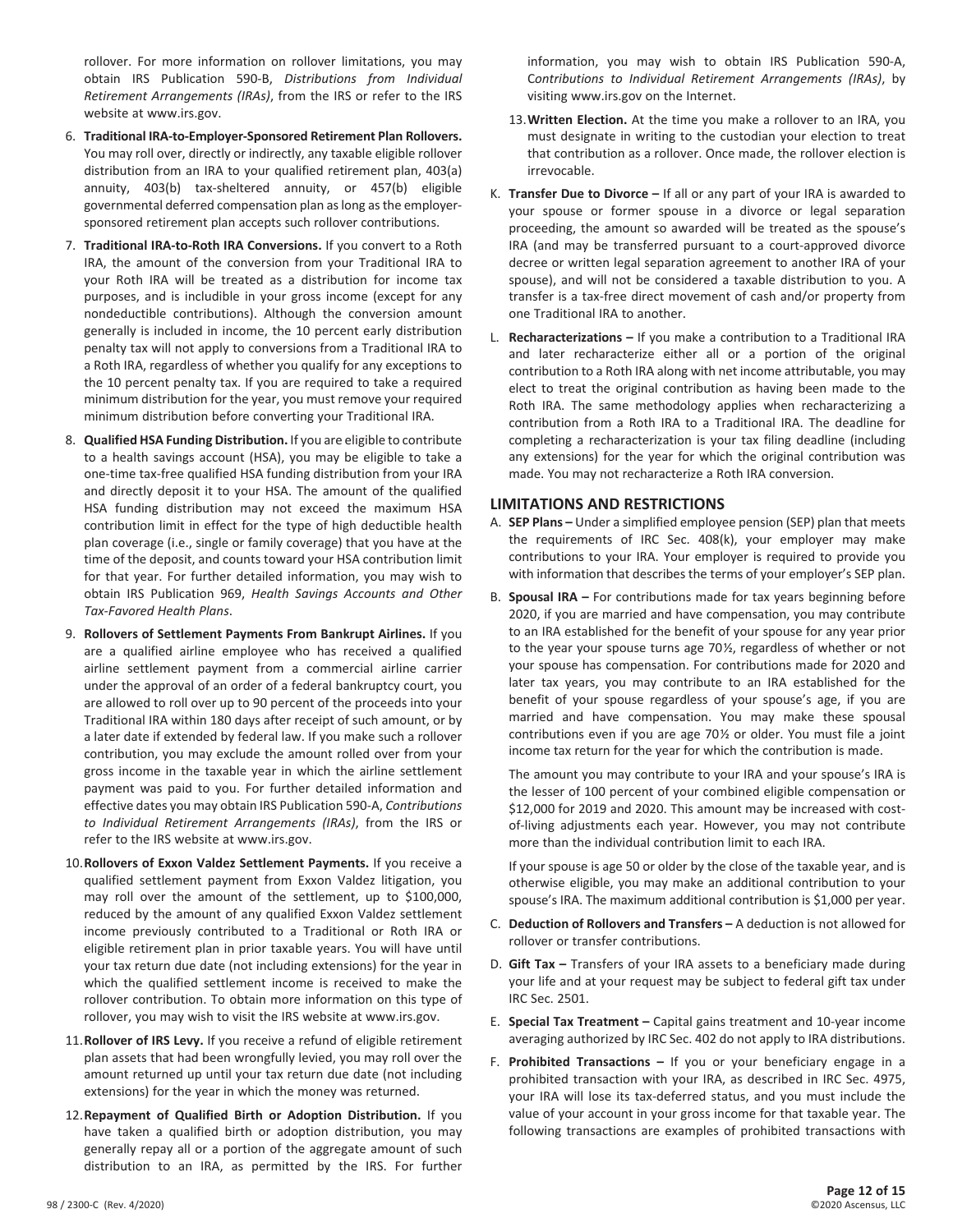rollover. For more information on rollover limitations, you may obtain IRS Publication 590-B, *Distributions from Individual Retirement Arrangements (IRAs)*, from the IRS or refer to the IRS website at www.irs.gov.

6. **Traditional IRA-to-Employer-Sponsored Retirement Plan Rollovers.** You may roll over, directly or indirectly, any taxable eligible rollover distribution from an IRA to your qualified retirement plan, 403(a) annuity, 403(b) tax-sheltered annuity, or 457(b) eligible governmental deferred compensation plan as long as the employer-sponsored retirement plan accepts such rollover contributions.

7. **Traditional IRA-to-Roth IRA Conversions.** If you convert to a Roth IRA, the amount of the conversion from your Traditional IRA to your Roth IRA will be treated as a distribution for income tax purposes, and is includible in your gross income (except for any nondeductible contributions). Although the conversion amount generally is included in income, the 10 percent early distribution penalty tax will not apply to conversions from a Traditional IRA to a Roth IRA, regardless of whether you qualify for any exceptions to the 10 percent penalty tax. If you are required to take a required minimum distribution for the year, you must remove your required minimum distribution before converting your Traditional IRA.

8. **Qualified HSA Funding Distribution.** If you are eligible to contribute to a health savings account (HSA), you may be eligible to take a one-time tax-free qualified HSA funding distribution from your IRA and directly deposit it to your HSA. The amount of the qualified HSA funding distribution may not exceed the maximum HSA contribution limit in effect for the type of high deductible health plan coverage (i.e., single or family coverage) that you have at the time of the deposit, and counts toward your HSA contribution limit for that year. For further detailed information, you may wish to obtain IRS Publication 969, *Health Savings Accounts and Other Tax-Favored Health Plans*.

9. **Rollovers of Settlement Payments From Bankrupt Airlines.** If you are a qualified airline employee who has received a qualified airline settlement payment from a commercial airline carrier under the approval of an order of a federal bankruptcy court, you are allowed to roll over up to 90 percent of the proceeds into your Traditional IRA within 180 days after receipt of such amount, or by a later date if extended by federal law. If you make such a rollover contribution, you may exclude the amount rolled over from your gross income in the taxable year in which the airline settlement payment was paid to you. For further detailed information and effective dates you may obtain IRS Publication 590-A, *Contributions to Individual Retirement Arrangements (IRAs)*, from the IRS or refer to the IRS website at www.irs.gov.

10. **Rollovers of Exxon Valdez Settlement Payments.** If you receive a qualified settlement payment from Exxon Valdez litigation, you may roll over the amount of the settlement, up to $100,000, reduced by the amount of any qualified Exxon Valdez settlement income previously contributed to a Traditional or Roth IRA or eligible retirement plan in prior taxable years. You will have until your tax return due date (not including extensions) for the year in which the qualified settlement income is received to make the rollover contribution. To obtain more information on this type of rollover, you may wish to visit the IRS website at www.irs.gov.

11. **Rollover of IRS Levy.** If you receive a refund of eligible retirement plan assets that had been wrongfully levied, you may roll over the amount returned up until your tax return due date (not including extensions) for the year in which the money was returned.

12. **Repayment of Qualified Birth or Adoption Distribution.** If you have taken a qualified birth or adoption distribution, you may generally repay all or a portion of the aggregate amount of such distribution to an IRA, as permitted by the IRS. For further information, you may wish to obtain IRS Publication 590-A, C*ontributions to Individual Retirement Arrangements (IRAs)*, by visiting www.irs.gov on the Internet.

13. **Written Election.** At the time you make a rollover to an IRA, you must designate in writing to the custodian your election to treat that contribution as a rollover. Once made, the rollover election is irrevocable.

K. **Transfer Due to Divorce –** If all or any part of your IRA is awarded to your spouse or former spouse in a divorce or legal separation proceeding, the amount so awarded will be treated as the spouse's IRA (and may be transferred pursuant to a court-approved divorce decree or written legal separation agreement to another IRA of your spouse), and will not be considered a taxable distribution to you. A transfer is a tax-free direct movement of cash and/or property from one Traditional IRA to another.

L. **Recharacterizations –** If you make a contribution to a Traditional IRA and later recharacterize either all or a portion of the original contribution to a Roth IRA along with net income attributable, you may elect to treat the original contribution as having been made to the Roth IRA. The same methodology applies when recharacterizing a contribution from a Roth IRA to a Traditional IRA. The deadline for completing a recharacterization is your tax filing deadline (including any extensions) for the year for which the original contribution was made. You may not recharacterize a Roth IRA conversion.

## LIMITATIONS AND RESTRICTIONS

A. **SEP Plans –** Under a simplified employee pension (SEP) plan that meets the requirements of IRC Sec. 408(k), your employer may make contributions to your IRA. Your employer is required to provide you with information that describes the terms of your employer's SEP plan.

B. **Spousal IRA –** For contributions made for tax years beginning before 2020, if you are married and have compensation, you may contribute to an IRA established for the benefit of your spouse for any year prior to the year your spouse turns age 70½, regardless of whether or not your spouse has compensation. For contributions made for 2020 and later tax years, you may contribute to an IRA established for the benefit of your spouse regardless of your spouse's age, if you are married and have compensation. You may make these spousal contributions even if you are age 70½ or older. You must file a joint income tax return for the year for which the contribution is made.

   The amount you may contribute to your IRA and your spouse's IRA is the lesser of 100 percent of your combined eligible compensation or $12,000 for 2019 and 2020. This amount may be increased with cost-of-living adjustments each year. However, you may not contribute more than the individual contribution limit to each IRA.

   If your spouse is age 50 or older by the close of the taxable year, and is otherwise eligible, you may make an additional contribution to your spouse's IRA. The maximum additional contribution is $1,000 per year.

C. **Deduction of Rollovers and Transfers –** A deduction is not allowed for rollover or transfer contributions.

D. **Gift Tax –** Transfers of your IRA assets to a beneficiary made during your life and at your request may be subject to federal gift tax under IRC Sec. 2501.

E. **Special Tax Treatment –** Capital gains treatment and 10-year income averaging authorized by IRC Sec. 402 do not apply to IRA distributions.

F. **Prohibited Transactions –** If you or your beneficiary engage in a prohibited transaction with your IRA, as described in IRC Sec. 4975, your IRA will lose its tax-deferred status, and you must include the value of your account in your gross income for that taxable year. The following transactions are examples of prohibited transactions with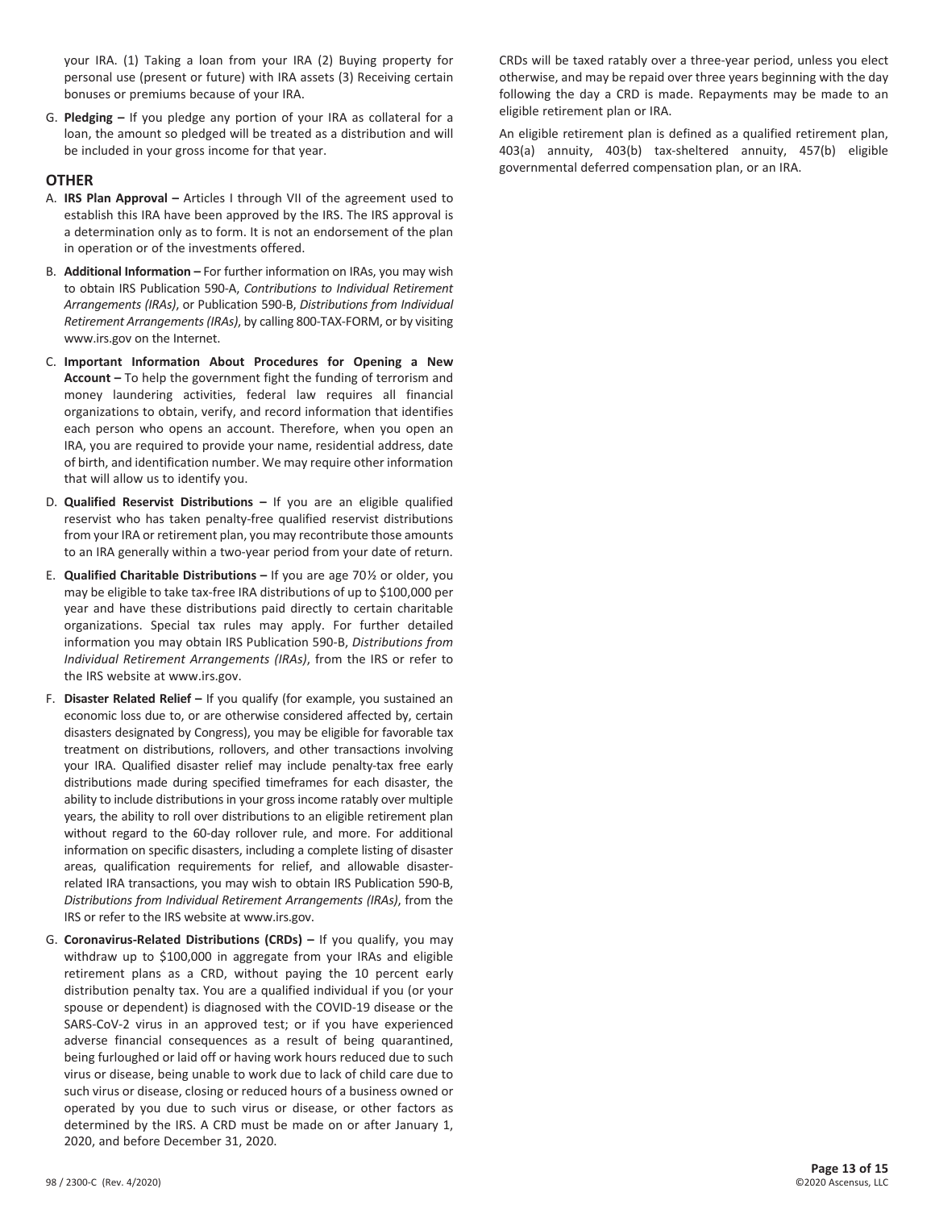your IRA. (1) Taking a loan from your IRA (2) Buying property for personal use (present or future) with IRA assets (3) Receiving certain bonuses or premiums because of your IRA.

G. **Pledging –** If you pledge any portion of your IRA as collateral for a loan, the amount so pledged will be treated as a distribution and will be included in your gross income for that year.

## OTHER

A. **IRS Plan Approval –** Articles I through VII of the agreement used to establish this IRA have been approved by the IRS. The IRS approval is a determination only as to form. It is not an endorsement of the plan in operation or of the investments offered.

B. **Additional Information –** For further information on IRAs, you may wish to obtain IRS Publication 590-A, *Contributions to Individual Retirement Arrangements (IRAs)*, or Publication 590-B, *Distributions from Individual Retirement Arrangements (IRAs)*, by calling 800-TAX-FORM, or by visiting www.irs.gov on the Internet.

C. **Important Information About Procedures for Opening a New Account –** To help the government fight the funding of terrorism and money laundering activities, federal law requires all financial organizations to obtain, verify, and record information that identifies each person who opens an account. Therefore, when you open an IRA, you are required to provide your name, residential address, date of birth, and identification number. We may require other information that will allow us to identify you.

D. **Qualified Reservist Distributions –** If you are an eligible qualified reservist who has taken penalty-free qualified reservist distributions from your IRA or retirement plan, you may recontribute those amounts to an IRA generally within a two-year period from your date of return.

E. **Qualified Charitable Distributions –** If you are age 70½ or older, you may be eligible to take tax-free IRA distributions of up to $100,000 per year and have these distributions paid directly to certain charitable organizations. Special tax rules may apply. For further detailed information you may obtain IRS Publication 590-B, *Distributions from Individual Retirement Arrangements (IRAs)*, from the IRS or refer to the IRS website at www.irs.gov.

F. **Disaster Related Relief –** If you qualify (for example, you sustained an economic loss due to, or are otherwise considered affected by, certain disasters designated by Congress), you may be eligible for favorable tax treatment on distributions, rollovers, and other transactions involving your IRA. Qualified disaster relief may include penalty-tax free early distributions made during specified timeframes for each disaster, the ability to include distributions in your gross income ratably over multiple years, the ability to roll over distributions to an eligible retirement plan without regard to the 60-day rollover rule, and more. For additional information on specific disasters, including a complete listing of disaster areas, qualification requirements for relief, and allowable disaster-related IRA transactions, you may wish to obtain IRS Publication 590-B, *Distributions from Individual Retirement Arrangements (IRAs)*, from the IRS or refer to the IRS website at www.irs.gov.

G. **Coronavirus-Related Distributions (CRDs) –** If you qualify, you may withdraw up to $100,000 in aggregate from your IRAs and eligible retirement plans as a CRD, without paying the 10 percent early distribution penalty tax. You are a qualified individual if you (or your spouse or dependent) is diagnosed with the COVID-19 disease or the SARS-CoV-2 virus in an approved test; or if you have experienced adverse financial consequences as a result of being quarantined, being furloughed or laid off or having work hours reduced due to such virus or disease, being unable to work due to lack of child care due to such virus or disease, closing or reduced hours of a business owned or operated by you due to such virus or disease, or other factors as determined by the IRS. A CRD must be made on or after January 1, 2020, and before December 31, 2020.

CRDs will be taxed ratably over a three-year period, unless you elect otherwise, and may be repaid over three years beginning with the day following the day a CRD is made. Repayments may be made to an eligible retirement plan or IRA.

An eligible retirement plan is defined as a qualified retirement plan, 403(a) annuity, 403(b) tax-sheltered annuity, 457(b) eligible governmental deferred compensation plan, or an IRA.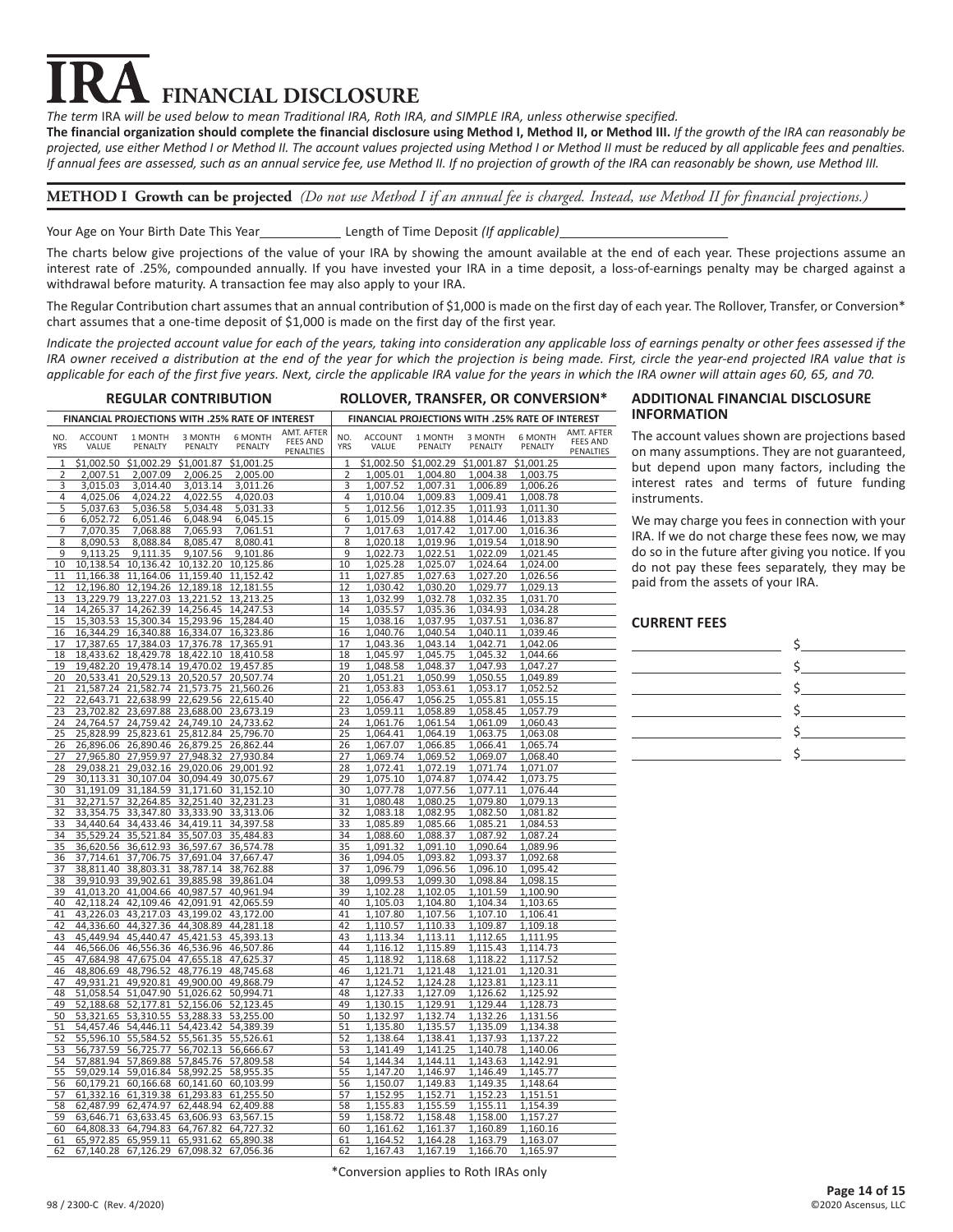# IRA FINANCIAL DISCLOSURE

*The term* IRA *will be used below to mean Traditional IRA, Roth IRA, and SIMPLE IRA, unless otherwise specified.*

**The financial organization should complete the financial disclosure using Method I, Method II, or Method III.** *If the growth of the IRA can reasonably be projected, use either Method I or Method II. The account values projected using Method I or Method II must be reduced by all applicable fees and penalties. If annual fees are assessed, such as an annual service fee, use Method II. If no projection of growth of the IRA can reasonably be shown, use Method III.*

## METHOD I Growth can be projected *(Do not use Method I if an annual fee is charged. Instead, use Method II for financial projections.)*

Your Age on Your Birth Date This Year\_\_\_\_\_\_\_\_\_\_ Length of Time Deposit *(If applicable)*\_\_\_\_\_\_\_\_\_\_\_\_\_\_\_\_\_\_\_\_

The charts below give projections of the value of your IRA by showing the amount available at the end of each year. These projections assume an interest rate of .25%, compounded annually. If you have invested your IRA in a time deposit, a loss-of-earnings penalty may be charged against a withdrawal before maturity. A transaction fee may also apply to your IRA.

The Regular Contribution chart assumes that an annual contribution of $1,000 is made on the first day of each year. The Rollover, Transfer, or Conversion\* chart assumes that a one-time deposit of $1,000 is made on the first day of the first year.

*Indicate the projected account value for each of the years, taking into consideration any applicable loss of earnings penalty or other fees assessed if the IRA owner received a distribution at the end of the year for which the projection is being made. First, circle the year-end projected IRA value that is applicable for each of the first five years. Next, circle the applicable IRA value for the years in which the IRA owner will attain ages 60, 65, and 70.*

### REGULAR CONTRIBUTION

FINANCIAL PROJECTIONS WITH .25% RATE OF INTEREST

| NO. YRS | ACCOUNT VALUE | 1 MONTH PENALTY | 3 MONTH PENALTY | 6 MONTH PENALTY | AMT. AFTER FEES AND PENALTIES |
|---|---|---|---|---|---|
| 1 | $1,002.50 | $1,002.29 | $1,001.87 | $1,001.25 | |
| 2 | 2,007.51 | 2,007.09 | 2,006.25 | 2,005.00 | |
| 3 | 3,015.03 | 3,014.40 | 3,013.14 | 3,011.26 | |
| 4 | 4,025.06 | 4,024.22 | 4,022.55 | 4,020.03 | |
| 5 | 5,037.63 | 5,036.58 | 5,034.48 | 5,031.33 | |
| 6 | 6,052.72 | 6,051.46 | 6,048.94 | 6,045.15 | |
| 7 | 7,070.35 | 7,068.88 | 7,065.93 | 7,061.51 | |
| 8 | 8,090.53 | 8,088.84 | 8,085.47 | 8,080.41 | |
| 9 | 9,113.25 | 9,111.35 | 9,107.56 | 9,101.86 | |
| 10 | 10,138.54 | 10,136.42 | 10,132.20 | 10,125.86 | |
| 11 | 11,166.38 | 11,164.06 | 11,159.40 | 11,152.42 | |
| 12 | 12,196.80 | 12,194.26 | 12,189.18 | 12,181.55 | |
| 13 | 13,229.79 | 13,227.03 | 13,221.52 | 13,213.25 | |
| 14 | 14,265.37 | 14,262.39 | 14,256.45 | 14,247.53 | |
| 15 | 15,303.53 | 15,300.34 | 15,293.96 | 15,284.40 | |
| 16 | 16,344.29 | 16,340.88 | 16,334.07 | 16,323.86 | |
| 17 | 17,387.65 | 17,384.03 | 17,376.78 | 17,365.91 | |
| 18 | 18,433.62 | 18,429.78 | 18,422.10 | 18,410.58 | |
| 19 | 19,482.20 | 19,478.14 | 19,470.02 | 19,457.85 | |
| 20 | 20,533.41 | 20,529.13 | 20,520.57 | 20,507.74 | |
| 21 | 21,587.24 | 21,582.74 | 21,573.75 | 21,560.26 | |
| 22 | 22,643.71 | 22,638.99 | 22,629.56 | 22,615.40 | |
| 23 | 23,702.82 | 23,697.88 | 23,688.00 | 23,673.19 | |
| 24 | 24,764.57 | 24,759.42 | 24,749.10 | 24,733.62 | |
| 25 | 25,828.99 | 25,823.61 | 25,812.84 | 25,796.70 | |
| 26 | 26,896.06 | 26,890.46 | 26,879.25 | 26,862.44 | |
| 27 | 27,965.80 | 27,959.97 | 27,948.32 | 27,930.84 | |
| 28 | 29,038.21 | 29,032.16 | 29,020.06 | 29,001.92 | |
| 29 | 30,113.31 | 30,107.04 | 30,094.49 | 30,075.67 | |
| 30 | 31,191.09 | 31,184.59 | 31,171.60 | 31,152.10 | |
| 31 | 32,271.57 | 32,264.85 | 32,251.40 | 32,231.23 | |
| 32 | 33,354.75 | 33,347.80 | 33,333.90 | 33,313.06 | |
| 33 | 34,440.64 | 34,433.46 | 34,419.11 | 34,397.58 | |
| 34 | 35,529.24 | 35,521.84 | 35,507.03 | 35,484.83 | |
| 35 | 36,620.56 | 36,612.93 | 36,597.67 | 36,574.78 | |
| 36 | 37,714.61 | 37,706.75 | 37,691.04 | 37,667.47 | |
| 37 | 38,811.40 | 38,803.31 | 38,787.14 | 38,762.88 | |
| 38 | 39,910.93 | 39,902.61 | 39,885.98 | 39,861.04 | |
| 39 | 41,013.20 | 41,004.66 | 40,987.57 | 40,961.94 | |
| 40 | 42,118.24 | 42,109.46 | 42,091.91 | 42,065.59 | |
| 41 | 43,226.03 | 43,217.03 | 43,199.02 | 43,172.00 | |
| 42 | 44,336.60 | 44,327.36 | 44,308.89 | 44,281.18 | |
| 43 | 45,449.94 | 45,440.47 | 45,421.53 | 45,393.13 | |
| 44 | 46,566.06 | 46,556.36 | 46,536.96 | 46,507.86 | |
| 45 | 47,684.98 | 47,675.04 | 47,655.18 | 47,625.37 | |
| 46 | 48,806.69 | 48,796.52 | 48,776.19 | 48,745.68 | |
| 47 | 49,931.21 | 49,920.81 | 49,900.00 | 49,868.79 | |
| 48 | 51,058.54 | 51,047.90 | 51,026.62 | 50,994.71 | |
| 49 | 52,188.68 | 52,177.81 | 52,156.06 | 52,123.45 | |
| 50 | 53,321.65 | 53,310.55 | 53,288.33 | 53,255.00 | |
| 51 | 54,457.46 | 54,446.11 | 54,423.42 | 54,389.39 | |
| 52 | 55,596.10 | 55,584.52 | 55,561.35 | 55,526.61 | |
| 53 | 56,737.59 | 56,725.77 | 56,702.13 | 56,666.67 | |
| 54 | 57,881.94 | 57,869.88 | 57,845.76 | 57,809.58 | |
| 55 | 59,029.14 | 59,016.84 | 58,992.25 | 58,955.35 | |
| 56 | 60,179.21 | 60,166.68 | 60,141.60 | 60,103.99 | |
| 57 | 61,332.16 | 61,319.38 | 61,293.83 | 61,255.50 | |
| 58 | 62,487.99 | 62,474.97 | 62,448.94 | 62,409.88 | |
| 59 | 63,646.71 | 63,633.45 | 63,606.93 | 63,567.15 | |
| 60 | 64,808.33 | 64,794.83 | 64,767.82 | 64,727.32 | |
| 61 | 65,972.85 | 65,959.11 | 65,931.62 | 65,890.38 | |
| 62 | 67,140.28 | 67,126.29 | 67,098.32 | 67,056.36 | |

### ROLLOVER, TRANSFER, OR CONVERSION\*

FINANCIAL PROJECTIONS WITH .25% RATE OF INTEREST

| NO. YRS | ACCOUNT VALUE | 1 MONTH PENALTY | 3 MONTH PENALTY | 6 MONTH PENALTY | AMT. AFTER FEES AND PENALTIES |
|---|---|---|---|---|---|
| 1 | $1,002.50 | $1,002.29 | $1,001.87 | $1,001.25 | |
| 2 | 1,005.01 | 1,004.80 | 1,004.38 | 1,003.75 | |
| 3 | 1,007.52 | 1,007.31 | 1,006.89 | 1,006.26 | |
| 4 | 1,010.04 | 1,009.83 | 1,009.41 | 1,008.78 | |
| 5 | 1,012.56 | 1,012.35 | 1,011.93 | 1,011.30 | |
| 6 | 1,015.09 | 1,014.88 | 1,014.46 | 1,013.83 | |
| 7 | 1,017.63 | 1,017.42 | 1,017.00 | 1,016.36 | |
| 8 | 1,020.18 | 1,019.96 | 1,019.54 | 1,018.90 | |
| 9 | 1,022.73 | 1,022.51 | 1,022.09 | 1,021.45 | |
| 10 | 1,025.28 | 1,025.07 | 1,024.64 | 1,024.00 | |
| 11 | 1,027.85 | 1,027.63 | 1,027.20 | 1,026.56 | |
| 12 | 1,030.42 | 1,030.20 | 1,029.77 | 1,029.13 | |
| 13 | 1,032.99 | 1,032.78 | 1,032.35 | 1,031.70 | |
| 14 | 1,035.57 | 1,035.36 | 1,034.93 | 1,034.28 | |
| 15 | 1,038.16 | 1,037.95 | 1,037.51 | 1,036.87 | |
| 16 | 1,040.76 | 1,040.54 | 1,040.11 | 1,039.46 | |
| 17 | 1,043.36 | 1,043.14 | 1,042.71 | 1,042.06 | |
| 18 | 1,045.97 | 1,045.75 | 1,045.32 | 1,044.66 | |
| 19 | 1,048.58 | 1,048.37 | 1,047.93 | 1,047.27 | |
| 20 | 1,051.21 | 1,050.99 | 1,050.55 | 1,049.89 | |
| 21 | 1,053.83 | 1,053.61 | 1,053.17 | 1,052.52 | |
| 22 | 1,056.47 | 1,056.25 | 1,055.81 | 1,055.15 | |
| 23 | 1,059.11 | 1,058.89 | 1,058.45 | 1,057.79 | |
| 24 | 1,061.76 | 1,061.54 | 1,061.09 | 1,060.43 | |
| 25 | 1,064.41 | 1,064.19 | 1,063.75 | 1,063.08 | |
| 26 | 1,067.07 | 1,066.85 | 1,066.41 | 1,065.74 | |
| 27 | 1,069.74 | 1,069.52 | 1,069.07 | 1,068.40 | |
| 28 | 1,072.41 | 1,072.19 | 1,071.74 | 1,071.07 | |
| 29 | 1,075.10 | 1,074.87 | 1,074.42 | 1,073.75 | |
| 30 | 1,077.78 | 1,077.56 | 1,077.11 | 1,076.44 | |
| 31 | 1,080.48 | 1,080.25 | 1,079.80 | 1,079.13 | |
| 32 | 1,083.18 | 1,082.95 | 1,082.50 | 1,081.82 | |
| 33 | 1,085.89 | 1,085.66 | 1,085.21 | 1,084.53 | |
| 34 | 1,088.60 | 1,088.37 | 1,087.92 | 1,087.24 | |
| 35 | 1,091.32 | 1,091.10 | 1,090.64 | 1,089.96 | |
| 36 | 1,094.05 | 1,093.82 | 1,093.37 | 1,092.68 | |
| 37 | 1,096.79 | 1,096.56 | 1,096.10 | 1,095.42 | |
| 38 | 1,099.53 | 1,099.30 | 1,098.84 | 1,098.15 | |
| 39 | 1,102.28 | 1,102.05 | 1,101.59 | 1,100.90 | |
| 40 | 1,105.03 | 1,104.80 | 1,104.34 | 1,103.65 | |
| 41 | 1,107.80 | 1,107.56 | 1,107.10 | 1,106.41 | |
| 42 | 1,110.57 | 1,110.33 | 1,109.87 | 1,109.18 | |
| 43 | 1,113.34 | 1,113.11 | 1,112.65 | 1,111.95 | |
| 44 | 1,116.12 | 1,115.89 | 1,115.43 | 1,114.73 | |
| 45 | 1,118.92 | 1,118.68 | 1,118.22 | 1,117.52 | |
| 46 | 1,121.71 | 1,121.48 | 1,121.01 | 1,120.31 | |
| 47 | 1,124.52 | 1,124.28 | 1,123.81 | 1,123.11 | |
| 48 | 1,127.33 | 1,127.09 | 1,126.62 | 1,125.92 | |
| 49 | 1,130.15 | 1,129.91 | 1,129.44 | 1,128.73 | |
| 50 | 1,132.97 | 1,132.74 | 1,132.26 | 1,131.56 | |
| 51 | 1,135.80 | 1,135.57 | 1,135.09 | 1,134.38 | |
| 52 | 1,138.64 | 1,138.41 | 1,137.93 | 1,137.22 | |
| 53 | 1,141.49 | 1,141.25 | 1,140.78 | 1,140.06 | |
| 54 | 1,144.34 | 1,144.11 | 1,143.63 | 1,142.91 | |
| 55 | 1,147.20 | 1,146.97 | 1,146.49 | 1,145.77 | |
| 56 | 1,150.07 | 1,149.83 | 1,149.35 | 1,148.64 | |
| 57 | 1,152.95 | 1,152.71 | 1,152.23 | 1,151.51 | |
| 58 | 1,155.83 | 1,155.59 | 1,155.11 | 1,154.39 | |
| 59 | 1,158.72 | 1,158.48 | 1,158.00 | 1,157.27 | |
| 60 | 1,161.62 | 1,161.37 | 1,160.89 | 1,160.16 | |
| 61 | 1,164.52 | 1,164.28 | 1,163.79 | 1,163.07 | |
| 62 | 1,167.43 | 1,167.19 | 1,166.70 | 1,165.97 | |

\*Conversion applies to Roth IRAs only

### ADDITIONAL FINANCIAL DISCLOSURE INFORMATION

The account values shown are projections based on many assumptions. They are not guaranteed, but depend upon many factors, including the interest rates and terms of future funding instruments.

We may charge you fees in connection with your IRA. If we do not charge these fees now, we may do so in the future after giving you notice. If you do not pay these fees separately, they may be paid from the assets of your IRA.

### CURRENT FEES

\_\_\_\_\_\_\_\_\_\_\_\_\_\_\_\_ $\_\_\_\_\_\_\_\_\_\_

\_\_\_\_\_\_\_\_\_\_\_\_\_\_\_\_ $\_\_\_\_\_\_\_\_\_\_

\_\_\_\_\_\_\_\_\_\_\_\_\_\_\_\_ $\_\_\_\_\_\_\_\_\_\_

\_\_\_\_\_\_\_\_\_\_\_\_\_\_\_\_ $\_\_\_\_\_\_\_\_\_\_

\_\_\_\_\_\_\_\_\_\_\_\_\_\_\_\_ $\_\_\_\_\_\_\_\_\_\_

\_\_\_\_\_\_\_\_\_\_\_\_\_\_\_\_ $\_\_\_\_\_\_\_\_\_\_

98 / 2300-C (Rev. 4/2020)

©2020 Ascensus, LLC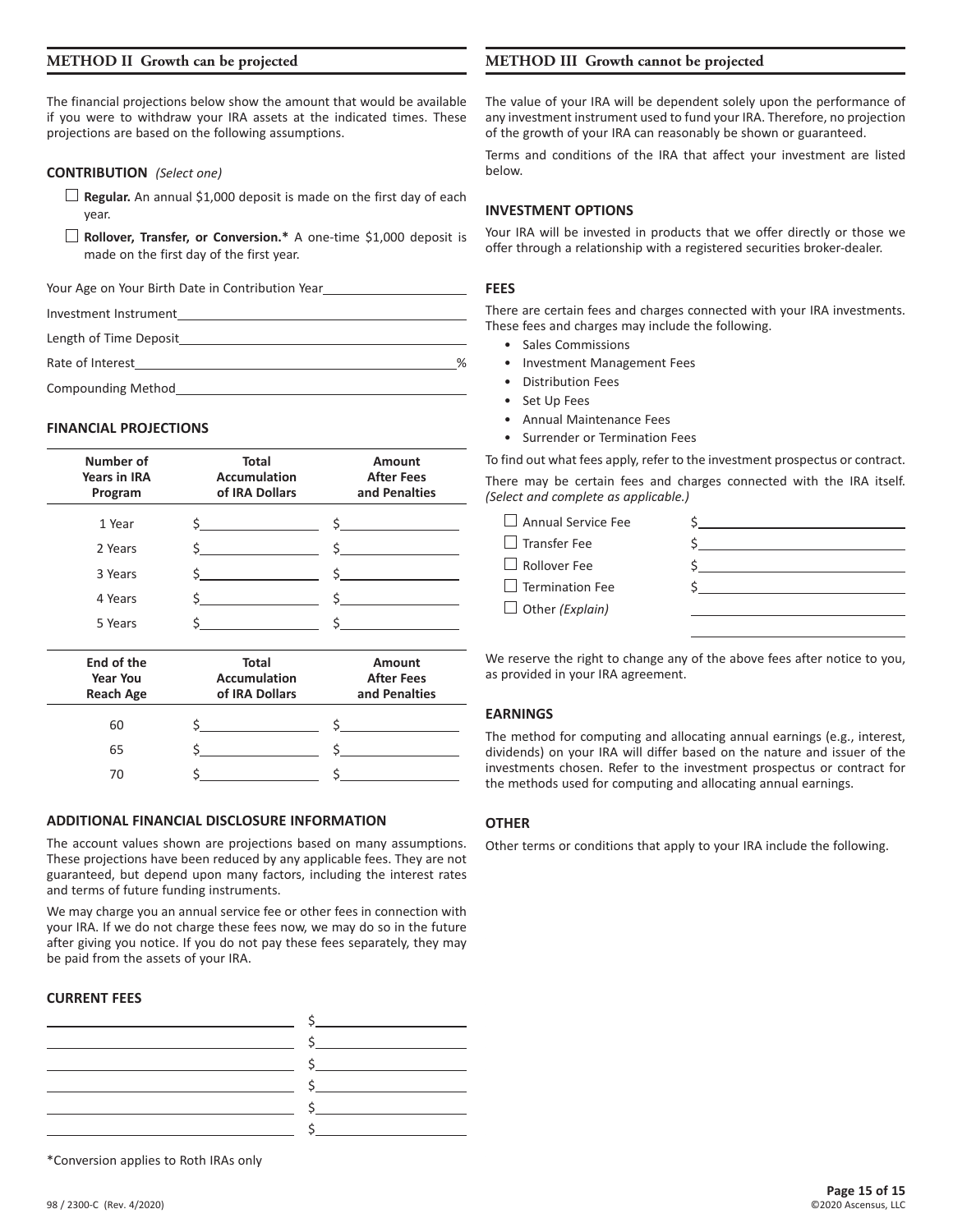## METHOD II Growth can be projected

The financial projections below show the amount that would be available if you were to withdraw your IRA assets at the indicated times. These projections are based on the following assumptions.

### CONTRIBUTION *(Select one)*

- ☐ **Regular.** An annual $1,000 deposit is made on the first day of each year.
- ☐ **Rollover, Transfer, or Conversion.*** A one-time $1,000 deposit is made on the first day of the first year.

Your Age on Your Birth Date in Contribution Year\_\_\_\_\_\_\_\_\_\_\_\_\_\_\_\_\_\_\_\_

Investment Instrument\_\_\_\_\_\_\_\_\_\_\_\_\_\_\_\_\_\_\_\_

Length of Time Deposit\_\_\_\_\_\_\_\_\_\_\_\_\_\_\_\_\_\_\_\_

Rate of Interest\_\_\_\_\_\_\_\_\_\_\_\_\_\_\_\_\_\_\_\_%

Compounding Method\_\_\_\_\_\_\_\_\_\_\_\_\_\_\_\_\_\_\_\_

### FINANCIAL PROJECTIONS

| Number of Years in IRA Program | Total Accumulation of IRA Dollars | Amount After Fees and Penalties |
|---|---|---|
| 1 Year | $ | $ |
| 2 Years | $ | $ |
| 3 Years | $ | $ |
| 4 Years | $ | $ |
| 5 Years | $ | $ |

| End of the Year You Reach Age | Total Accumulation of IRA Dollars | Amount After Fees and Penalties |
|---|---|---|
| 60 | $ | $ |
| 65 | $ | $ |
| 70 | $ | $ |

### ADDITIONAL FINANCIAL DISCLOSURE INFORMATION

The account values shown are projections based on many assumptions. These projections have been reduced by any applicable fees. They are not guaranteed, but depend upon many factors, including the interest rates and terms of future funding instruments.

We may charge you an annual service fee or other fees in connection with your IRA. If we do not charge these fees now, we may do so in the future after giving you notice. If you do not pay these fees separately, they may be paid from the assets of your IRA.

### CURRENT FEES

| | |
|---|---|
| | $ |
| | $ |
| | $ |
| | $ |
| | $ |
| | $ |

*Conversion applies to Roth IRAs only

## METHOD III Growth cannot be projected

The value of your IRA will be dependent solely upon the performance of any investment instrument used to fund your IRA. Therefore, no projection of the growth of your IRA can reasonably be shown or guaranteed.

Terms and conditions of the IRA that affect your investment are listed below.

### INVESTMENT OPTIONS

Your IRA will be invested in products that we offer directly or those we offer through a relationship with a registered securities broker-dealer.

### FEES

There are certain fees and charges connected with your IRA investments. These fees and charges may include the following.

- Sales Commissions
- Investment Management Fees
- Distribution Fees
- Set Up Fees
- Annual Maintenance Fees
- Surrender or Termination Fees

To find out what fees apply, refer to the investment prospectus or contract.

There may be certain fees and charges connected with the IRA itself. *(Select and complete as applicable.)*

- ☐ Annual Service Fee $\_\_\_\_\_\_\_\_\_\_\_\_\_\_\_\_\_\_\_\_
- ☐ Transfer Fee $\_\_\_\_\_\_\_\_\_\_\_\_\_\_\_\_\_\_\_\_
- ☐ Rollover Fee $\_\_\_\_\_\_\_\_\_\_\_\_\_\_\_\_\_\_\_\_
- ☐ Termination Fee $\_\_\_\_\_\_\_\_\_\_\_\_\_\_\_\_\_\_\_\_
- ☐ Other *(Explain)* \_\_\_\_\_\_\_\_\_\_\_\_\_\_\_\_\_\_\_\_

We reserve the right to change any of the above fees after notice to you, as provided in your IRA agreement.

### EARNINGS

The method for computing and allocating annual earnings (e.g., interest, dividends) on your IRA will differ based on the nature and issuer of the investments chosen. Refer to the investment prospectus or contract for the methods used for computing and allocating annual earnings.

### OTHER

Other terms or conditions that apply to your IRA include the following.

98 / 2300-C (Rev. 4/2020)

©2020 Ascensus, LLC